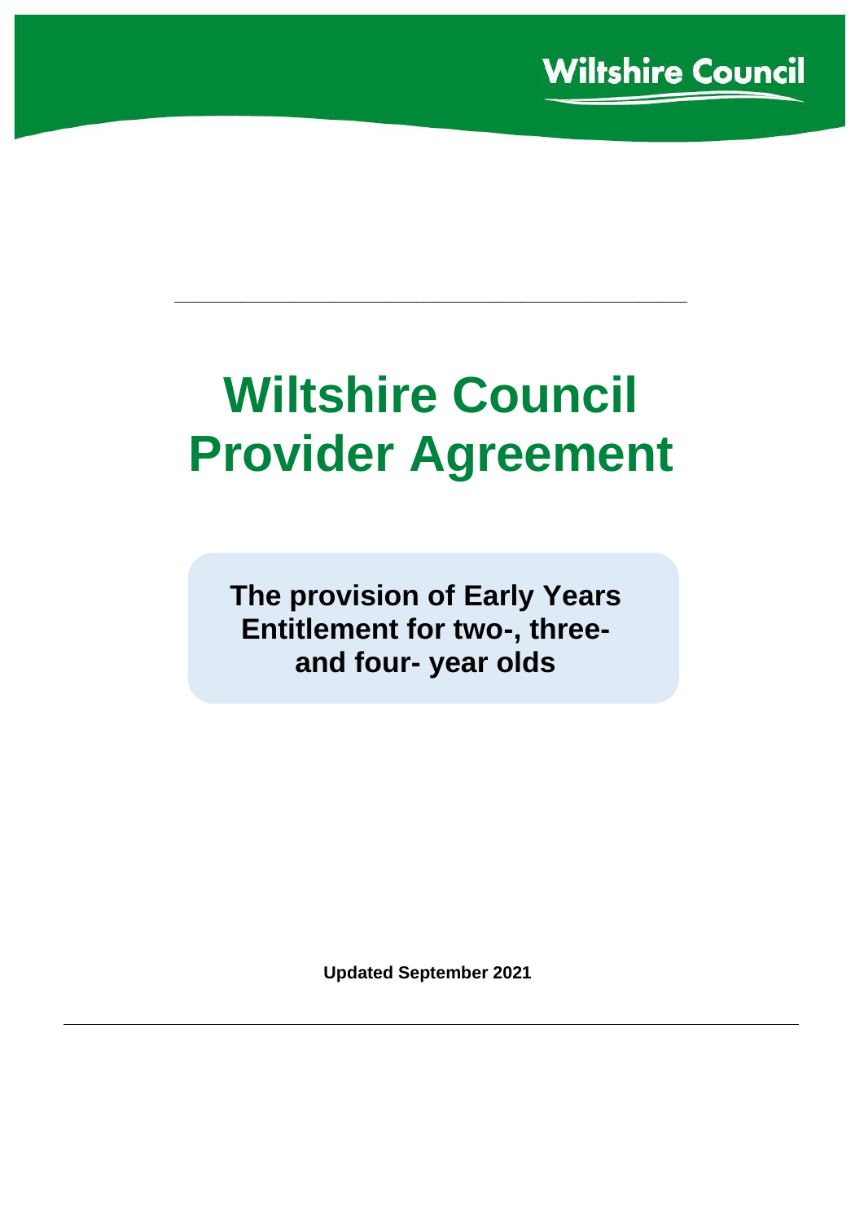Wiltshire Council

# Wiltshire Council Provider Agreement

**The provision of Early Years Entitlement for two-, three- and four- year olds**

**Updated September 2021**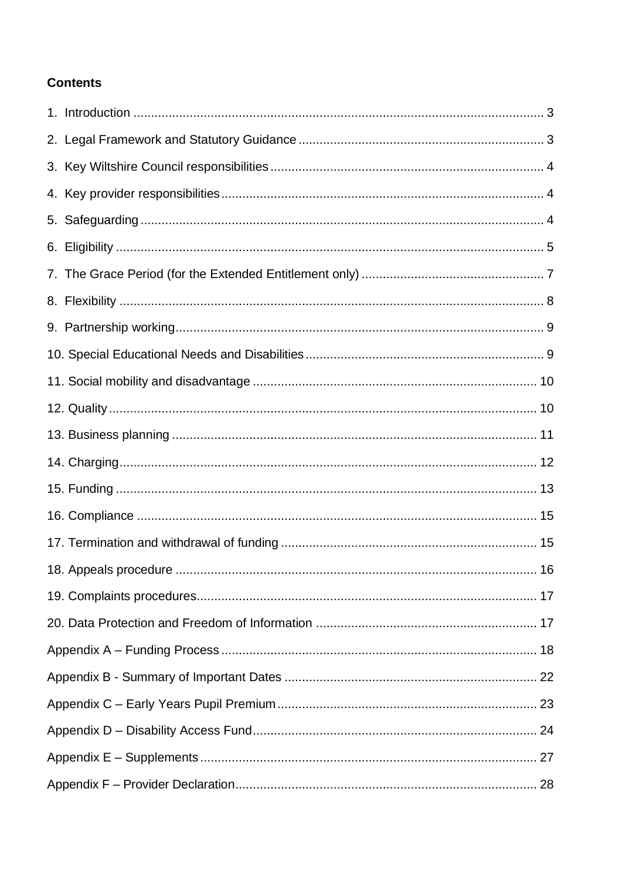**Contents**

1. Introduction ..... 3
2. Legal Framework and Statutory Guidance ..... 3
3. Key Wiltshire Council responsibilities ..... 4
4. Key provider responsibilities ..... 4
5. Safeguarding ..... 4
6. Eligibility ..... 5
7. The Grace Period (for the Extended Entitlement only) ..... 7
8. Flexibility ..... 8
9. Partnership working ..... 9
10. Special Educational Needs and Disabilities ..... 9
11. Social mobility and disadvantage ..... 10
12. Quality ..... 10
13. Business planning ..... 11
14. Charging ..... 12
15. Funding ..... 13
16. Compliance ..... 15
17. Termination and withdrawal of funding ..... 15
18. Appeals procedure ..... 16
19. Complaints procedures ..... 17
20. Data Protection and Freedom of Information ..... 17

Appendix A – Funding Process ..... 18
Appendix B - Summary of Important Dates ..... 22
Appendix C – Early Years Pupil Premium ..... 23
Appendix D – Disability Access Fund ..... 24
Appendix E – Supplements ..... 27
Appendix F – Provider Declaration ..... 28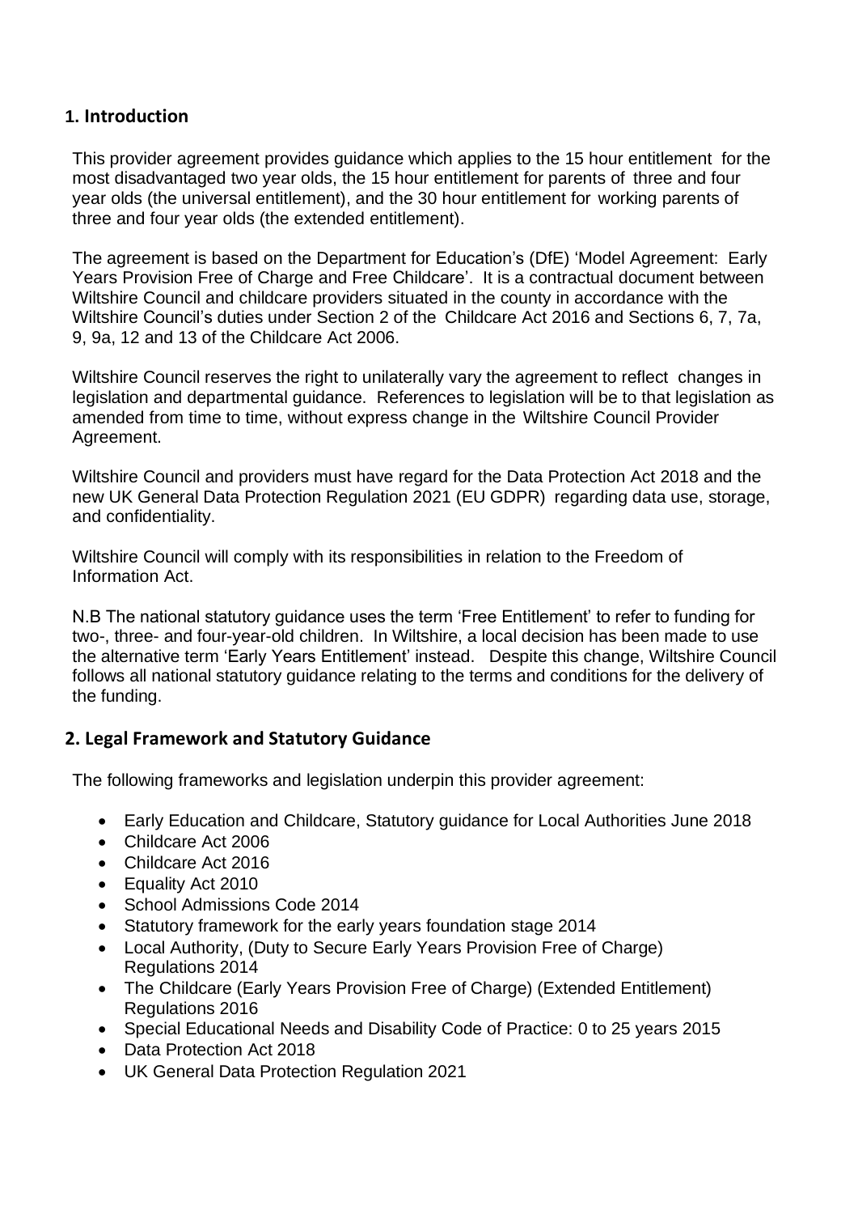## 1. Introduction

This provider agreement provides guidance which applies to the 15 hour entitlement for the most disadvantaged two year olds, the 15 hour entitlement for parents of three and four year olds (the universal entitlement), and the 30 hour entitlement for working parents of three and four year olds (the extended entitlement).

The agreement is based on the Department for Education's (DfE) 'Model Agreement: Early Years Provision Free of Charge and Free Childcare'. It is a contractual document between Wiltshire Council and childcare providers situated in the county in accordance with the Wiltshire Council's duties under Section 2 of the Childcare Act 2016 and Sections 6, 7, 7a, 9, 9a, 12 and 13 of the Childcare Act 2006.

Wiltshire Council reserves the right to unilaterally vary the agreement to reflect changes in legislation and departmental guidance. References to legislation will be to that legislation as amended from time to time, without express change in the Wiltshire Council Provider Agreement.

Wiltshire Council and providers must have regard for the Data Protection Act 2018 and the new UK General Data Protection Regulation 2021 (EU GDPR) regarding data use, storage, and confidentiality.

Wiltshire Council will comply with its responsibilities in relation to the Freedom of Information Act.

N.B The national statutory guidance uses the term 'Free Entitlement' to refer to funding for two-, three- and four-year-old children. In Wiltshire, a local decision has been made to use the alternative term 'Early Years Entitlement' instead. Despite this change, Wiltshire Council follows all national statutory guidance relating to the terms and conditions for the delivery of the funding.

## 2. Legal Framework and Statutory Guidance

The following frameworks and legislation underpin this provider agreement:

- Early Education and Childcare, Statutory guidance for Local Authorities June 2018
- Childcare Act 2006
- Childcare Act 2016
- Equality Act 2010
- School Admissions Code 2014
- Statutory framework for the early years foundation stage 2014
- Local Authority, (Duty to Secure Early Years Provision Free of Charge) Regulations 2014
- The Childcare (Early Years Provision Free of Charge) (Extended Entitlement) Regulations 2016
- Special Educational Needs and Disability Code of Practice: 0 to 25 years 2015
- Data Protection Act 2018
- UK General Data Protection Regulation 2021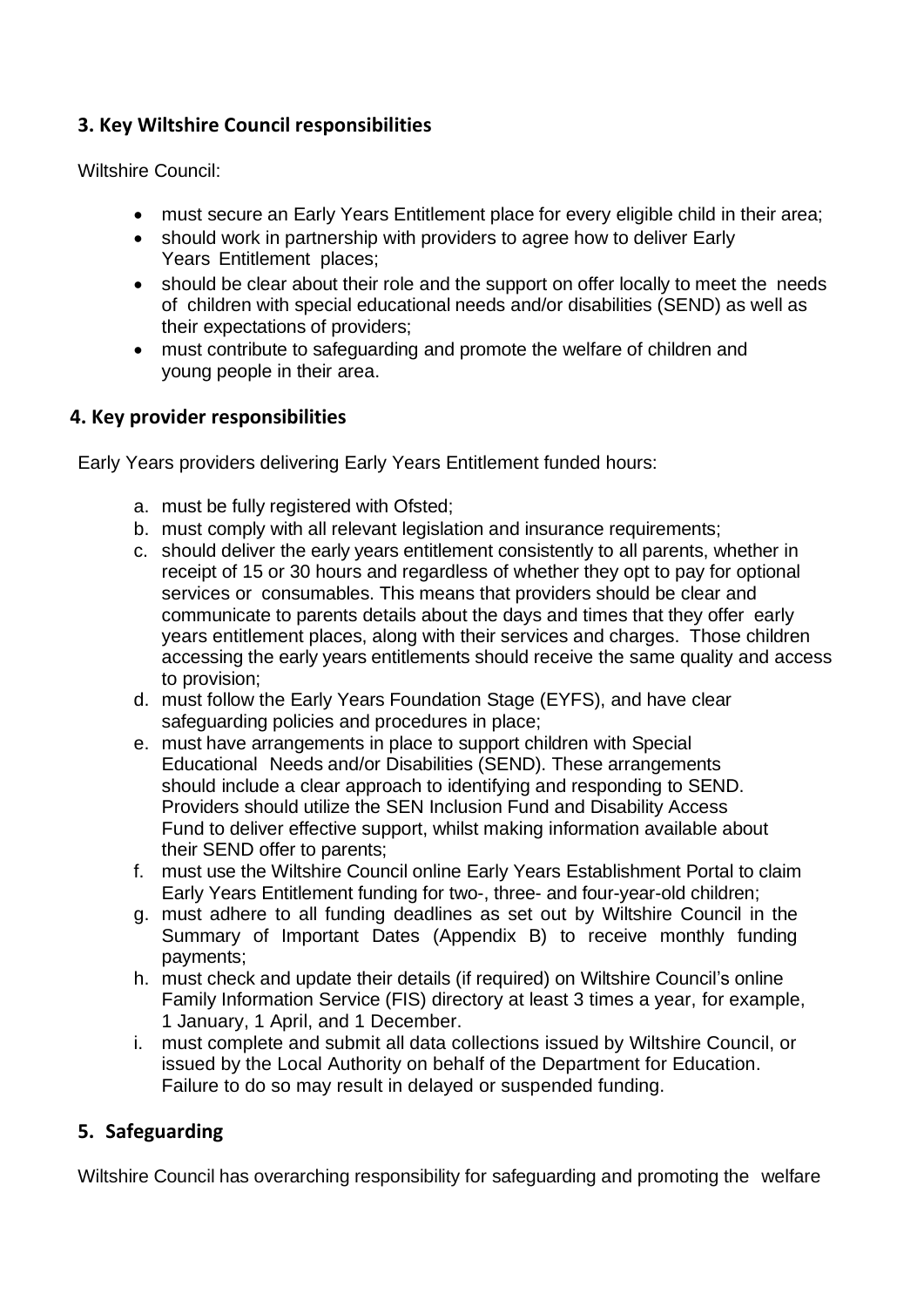## 3. Key Wiltshire Council responsibilities

Wiltshire Council:

- must secure an Early Years Entitlement place for every eligible child in their area;
- should work in partnership with providers to agree how to deliver Early Years Entitlement places;
- should be clear about their role and the support on offer locally to meet the needs of children with special educational needs and/or disabilities (SEND) as well as their expectations of providers;
- must contribute to safeguarding and promote the welfare of children and young people in their area.

## 4. Key provider responsibilities

Early Years providers delivering Early Years Entitlement funded hours:

a. must be fully registered with Ofsted;
b. must comply with all relevant legislation and insurance requirements;
c. should deliver the early years entitlement consistently to all parents, whether in receipt of 15 or 30 hours and regardless of whether they opt to pay for optional services or consumables. This means that providers should be clear and communicate to parents details about the days and times that they offer early years entitlement places, along with their services and charges. Those children accessing the early years entitlements should receive the same quality and access to provision;
d. must follow the Early Years Foundation Stage (EYFS), and have clear safeguarding policies and procedures in place;
e. must have arrangements in place to support children with Special Educational Needs and/or Disabilities (SEND). These arrangements should include a clear approach to identifying and responding to SEND. Providers should utilize the SEN Inclusion Fund and Disability Access Fund to deliver effective support, whilst making information available about their SEND offer to parents;
f. must use the Wiltshire Council online Early Years Establishment Portal to claim Early Years Entitlement funding for two-, three- and four-year-old children;
g. must adhere to all funding deadlines as set out by Wiltshire Council in the Summary of Important Dates (Appendix B) to receive monthly funding payments;
h. must check and update their details (if required) on Wiltshire Council's online Family Information Service (FIS) directory at least 3 times a year, for example, 1 January, 1 April, and 1 December.
i. must complete and submit all data collections issued by Wiltshire Council, or issued by the Local Authority on behalf of the Department for Education. Failure to do so may result in delayed or suspended funding.

## 5. Safeguarding

Wiltshire Council has overarching responsibility for safeguarding and promoting the welfare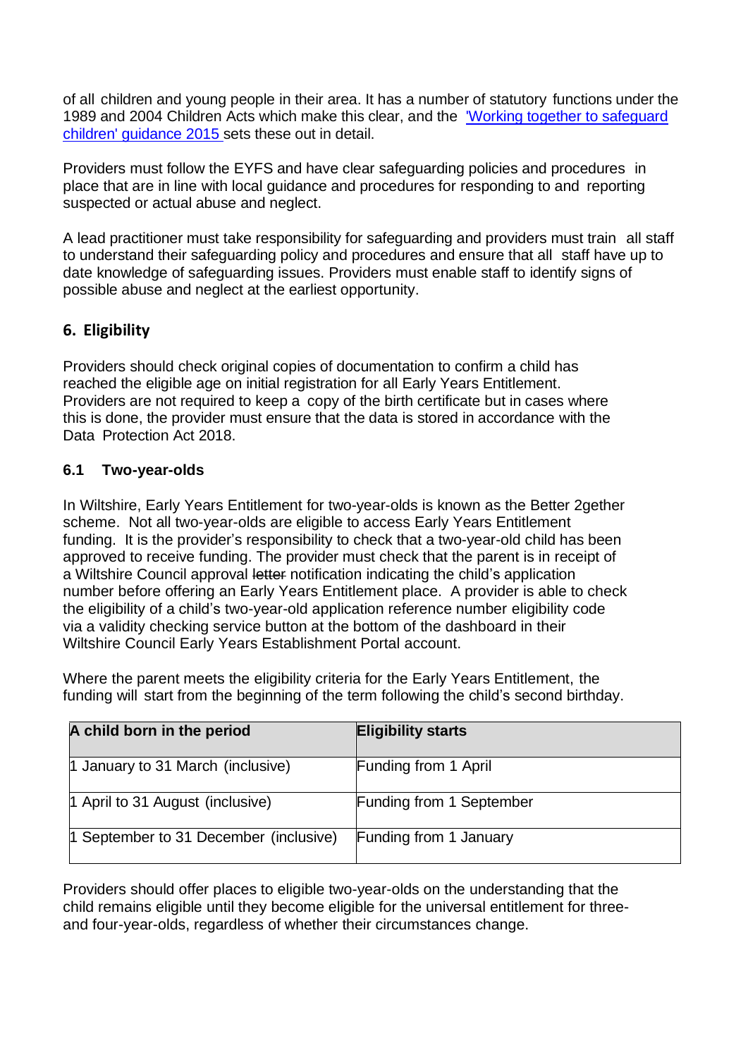of all children and young people in their area. It has a number of statutory functions under the 1989 and 2004 Children Acts which make this clear, and the ['Working together to safeguard children' guidance 2015](#) sets these out in detail.

Providers must follow the EYFS and have clear safeguarding policies and procedures in place that are in line with local guidance and procedures for responding to and reporting suspected or actual abuse and neglect.

A lead practitioner must take responsibility for safeguarding and providers must train all staff to understand their safeguarding policy and procedures and ensure that all staff have up to date knowledge of safeguarding issues. Providers must enable staff to identify signs of possible abuse and neglect at the earliest opportunity.

## 6. Eligibility

Providers should check original copies of documentation to confirm a child has reached the eligible age on initial registration for all Early Years Entitlement. Providers are not required to keep a copy of the birth certificate but in cases where this is done, the provider must ensure that the data is stored in accordance with the Data Protection Act 2018.

### 6.1 Two-year-olds

In Wiltshire, Early Years Entitlement for two-year-olds is known as the Better 2gether scheme. Not all two-year-olds are eligible to access Early Years Entitlement funding. It is the provider's responsibility to check that a two-year-old child has been approved to receive funding. The provider must check that the parent is in receipt of a Wiltshire Council approval ~~letter~~ notification indicating the child's application number before offering an Early Years Entitlement place. A provider is able to check the eligibility of a child's two-year-old application reference number eligibility code via a validity checking service button at the bottom of the dashboard in their Wiltshire Council Early Years Establishment Portal account.

Where the parent meets the eligibility criteria for the Early Years Entitlement, the funding will start from the beginning of the term following the child's second birthday.

| A child born in the period | Eligibility starts |
| --- | --- |
| 1 January to 31 March (inclusive) | Funding from 1 April |
| 1 April to 31 August (inclusive) | Funding from 1 September |
| 1 September to 31 December (inclusive) | Funding from 1 January |

Providers should offer places to eligible two-year-olds on the understanding that the child remains eligible until they become eligible for the universal entitlement for three- and four-year-olds, regardless of whether their circumstances change.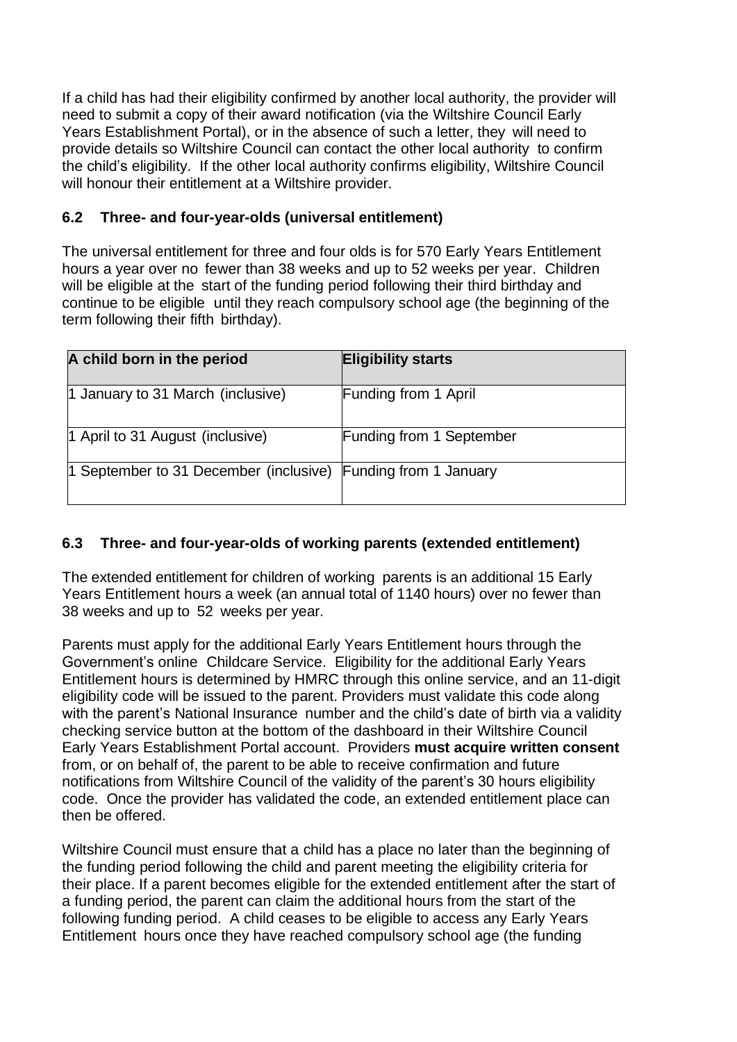If a child has had their eligibility confirmed by another local authority, the provider will need to submit a copy of their award notification (via the Wiltshire Council Early Years Establishment Portal), or in the absence of such a letter, they will need to provide details so Wiltshire Council can contact the other local authority to confirm the child's eligibility. If the other local authority confirms eligibility, Wiltshire Council will honour their entitlement at a Wiltshire provider.

### 6.2 Three- and four-year-olds (universal entitlement)

The universal entitlement for three and four olds is for 570 Early Years Entitlement hours a year over no fewer than 38 weeks and up to 52 weeks per year. Children will be eligible at the start of the funding period following their third birthday and continue to be eligible until they reach compulsory school age (the beginning of the term following their fifth birthday).

| A child born in the period | Eligibility starts |
| --- | --- |
| 1 January to 31 March (inclusive) | Funding from 1 April |
| 1 April to 31 August (inclusive) | Funding from 1 September |
| 1 September to 31 December (inclusive) | Funding from 1 January |

### 6.3 Three- and four-year-olds of working parents (extended entitlement)

The extended entitlement for children of working parents is an additional 15 Early Years Entitlement hours a week (an annual total of 1140 hours) over no fewer than 38 weeks and up to 52 weeks per year.

Parents must apply for the additional Early Years Entitlement hours through the Government's online Childcare Service. Eligibility for the additional Early Years Entitlement hours is determined by HMRC through this online service, and an 11-digit eligibility code will be issued to the parent. Providers must validate this code along with the parent's National Insurance number and the child's date of birth via a validity checking service button at the bottom of the dashboard in their Wiltshire Council Early Years Establishment Portal account. Providers **must acquire written consent** from, or on behalf of, the parent to be able to receive confirmation and future notifications from Wiltshire Council of the validity of the parent's 30 hours eligibility code. Once the provider has validated the code, an extended entitlement place can then be offered.

Wiltshire Council must ensure that a child has a place no later than the beginning of the funding period following the child and parent meeting the eligibility criteria for their place. If a parent becomes eligible for the extended entitlement after the start of a funding period, the parent can claim the additional hours from the start of the following funding period. A child ceases to be eligible to access any Early Years Entitlement hours once they have reached compulsory school age (the funding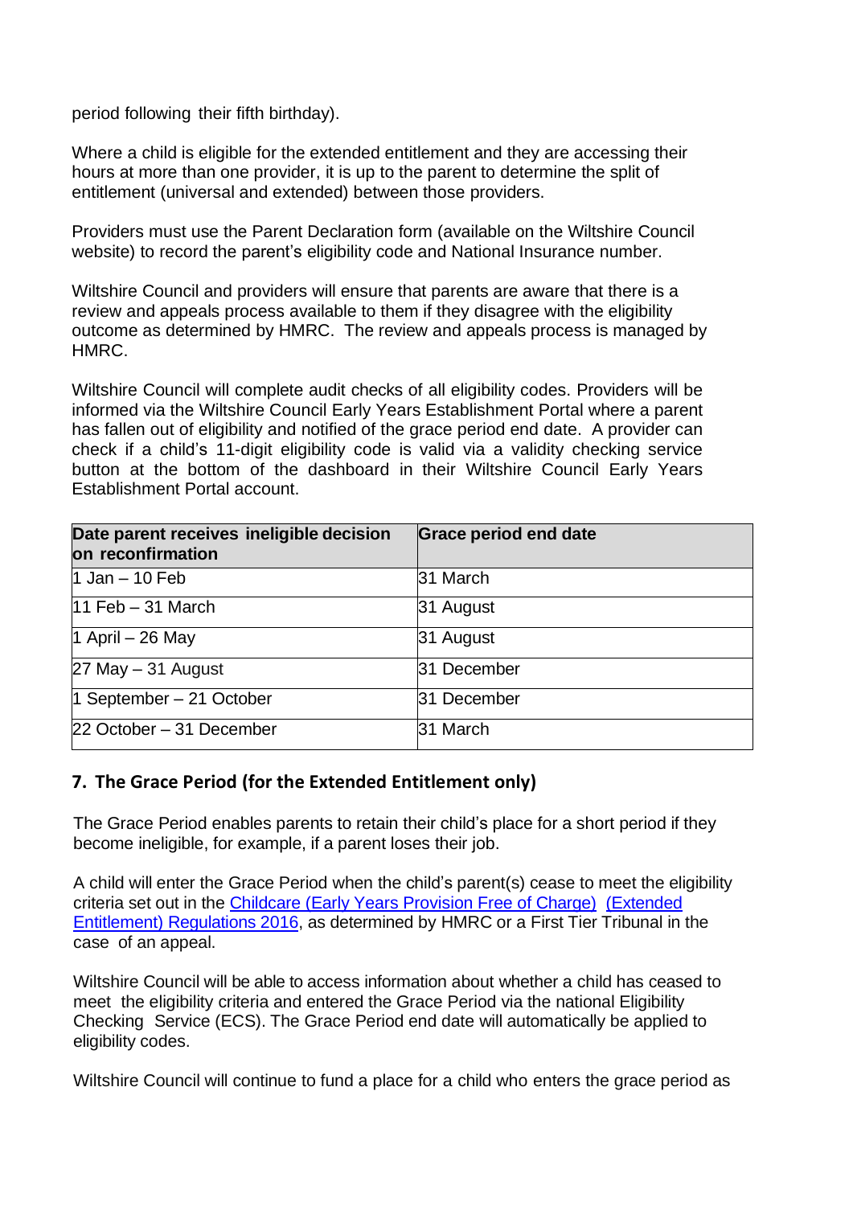period following their fifth birthday).

Where a child is eligible for the extended entitlement and they are accessing their hours at more than one provider, it is up to the parent to determine the split of entitlement (universal and extended) between those providers.

Providers must use the Parent Declaration form (available on the Wiltshire Council website) to record the parent's eligibility code and National Insurance number.

Wiltshire Council and providers will ensure that parents are aware that there is a review and appeals process available to them if they disagree with the eligibility outcome as determined by HMRC. The review and appeals process is managed by HMRC.

Wiltshire Council will complete audit checks of all eligibility codes. Providers will be informed via the Wiltshire Council Early Years Establishment Portal where a parent has fallen out of eligibility and notified of the grace period end date. A provider can check if a child's 11-digit eligibility code is valid via a validity checking service button at the bottom of the dashboard in their Wiltshire Council Early Years Establishment Portal account.

| Date parent receives ineligible decision on reconfirmation | Grace period end date |
|---|---|
| 1 Jan – 10 Feb | 31 March |
| 11 Feb – 31 March | 31 August |
| 1 April – 26 May | 31 August |
| 27 May – 31 August | 31 December |
| 1 September – 21 October | 31 December |
| 22 October – 31 December | 31 March |

## 7. The Grace Period (for the Extended Entitlement only)

The Grace Period enables parents to retain their child's place for a short period if they become ineligible, for example, if a parent loses their job.

A child will enter the Grace Period when the child's parent(s) cease to meet the eligibility criteria set out in the Childcare (Early Years Provision Free of Charge) (Extended Entitlement) Regulations 2016, as determined by HMRC or a First Tier Tribunal in the case of an appeal.

Wiltshire Council will be able to access information about whether a child has ceased to meet the eligibility criteria and entered the Grace Period via the national Eligibility Checking Service (ECS). The Grace Period end date will automatically be applied to eligibility codes.

Wiltshire Council will continue to fund a place for a child who enters the grace period as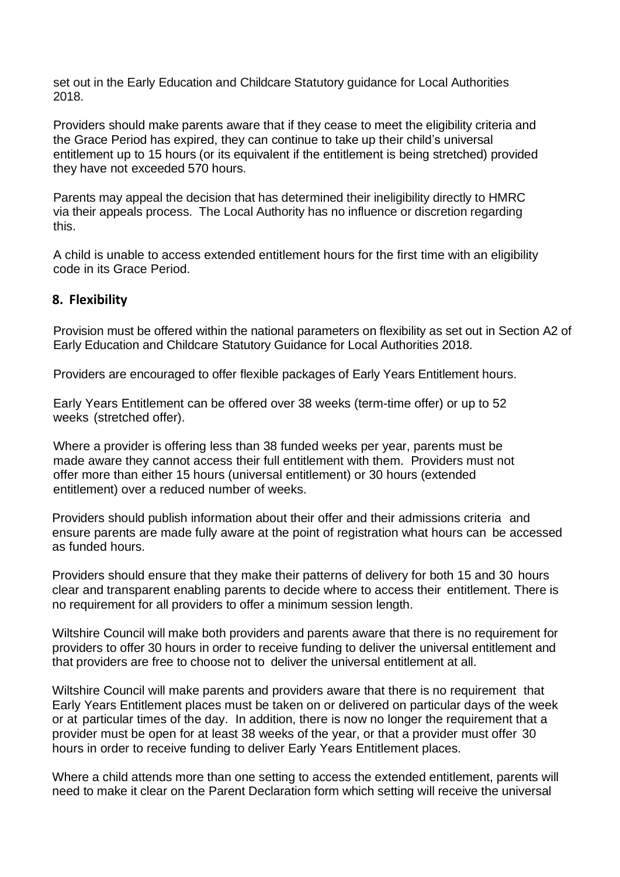set out in the Early Education and Childcare Statutory guidance for Local Authorities 2018.

Providers should make parents aware that if they cease to meet the eligibility criteria and the Grace Period has expired, they can continue to take up their child's universal entitlement up to 15 hours (or its equivalent if the entitlement is being stretched) provided they have not exceeded 570 hours.

Parents may appeal the decision that has determined their ineligibility directly to HMRC via their appeals process. The Local Authority has no influence or discretion regarding this.

A child is unable to access extended entitlement hours for the first time with an eligibility code in its Grace Period.

## 8. Flexibility

Provision must be offered within the national parameters on flexibility as set out in Section A2 of Early Education and Childcare Statutory Guidance for Local Authorities 2018.

Providers are encouraged to offer flexible packages of Early Years Entitlement hours.

Early Years Entitlement can be offered over 38 weeks (term-time offer) or up to 52 weeks (stretched offer).

Where a provider is offering less than 38 funded weeks per year, parents must be made aware they cannot access their full entitlement with them. Providers must not offer more than either 15 hours (universal entitlement) or 30 hours (extended entitlement) over a reduced number of weeks.

Providers should publish information about their offer and their admissions criteria and ensure parents are made fully aware at the point of registration what hours can be accessed as funded hours.

Providers should ensure that they make their patterns of delivery for both 15 and 30 hours clear and transparent enabling parents to decide where to access their entitlement. There is no requirement for all providers to offer a minimum session length.

Wiltshire Council will make both providers and parents aware that there is no requirement for providers to offer 30 hours in order to receive funding to deliver the universal entitlement and that providers are free to choose not to deliver the universal entitlement at all.

Wiltshire Council will make parents and providers aware that there is no requirement that Early Years Entitlement places must be taken on or delivered on particular days of the week or at particular times of the day. In addition, there is now no longer the requirement that a provider must be open for at least 38 weeks of the year, or that a provider must offer 30 hours in order to receive funding to deliver Early Years Entitlement places.

Where a child attends more than one setting to access the extended entitlement, parents will need to make it clear on the Parent Declaration form which setting will receive the universal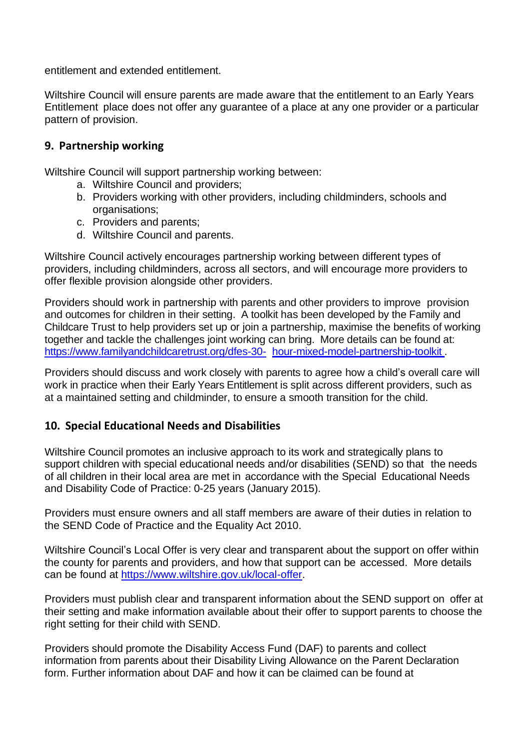entitlement and extended entitlement.

Wiltshire Council will ensure parents are made aware that the entitlement to an Early Years Entitlement place does not offer any guarantee of a place at any one provider or a particular pattern of provision.

## 9. Partnership working

Wiltshire Council will support partnership working between:

a. Wiltshire Council and providers;
b. Providers working with other providers, including childminders, schools and organisations;
c. Providers and parents;
d. Wiltshire Council and parents.

Wiltshire Council actively encourages partnership working between different types of providers, including childminders, across all sectors, and will encourage more providers to offer flexible provision alongside other providers.

Providers should work in partnership with parents and other providers to improve provision and outcomes for children in their setting. A toolkit has been developed by the Family and Childcare Trust to help providers set up or join a partnership, maximise the benefits of working together and tackle the challenges joint working can bring. More details can be found at: https://www.familyandchildcaretrust.org/dfes-30- hour-mixed-model-partnership-toolkit .

Providers should discuss and work closely with parents to agree how a child's overall care will work in practice when their Early Years Entitlement is split across different providers, such as at a maintained setting and childminder, to ensure a smooth transition for the child.

## 10. Special Educational Needs and Disabilities

Wiltshire Council promotes an inclusive approach to its work and strategically plans to support children with special educational needs and/or disabilities (SEND) so that the needs of all children in their local area are met in accordance with the Special Educational Needs and Disability Code of Practice: 0-25 years (January 2015).

Providers must ensure owners and all staff members are aware of their duties in relation to the SEND Code of Practice and the Equality Act 2010.

Wiltshire Council's Local Offer is very clear and transparent about the support on offer within the county for parents and providers, and how that support can be accessed. More details can be found at https://www.wiltshire.gov.uk/local-offer.

Providers must publish clear and transparent information about the SEND support on offer at their setting and make information available about their offer to support parents to choose the right setting for their child with SEND.

Providers should promote the Disability Access Fund (DAF) to parents and collect information from parents about their Disability Living Allowance on the Parent Declaration form. Further information about DAF and how it can be claimed can be found at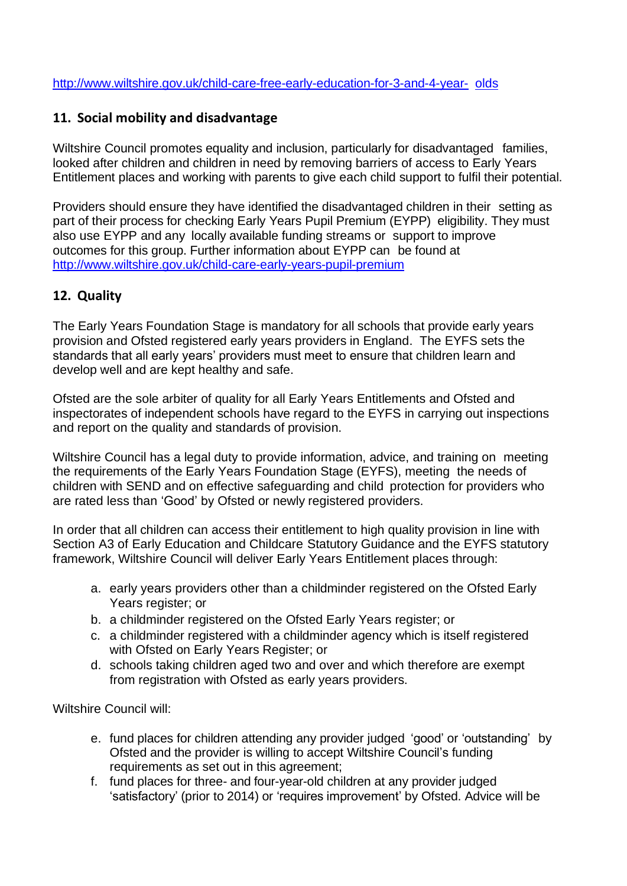http://www.wiltshire.gov.uk/child-care-free-early-education-for-3-and-4-year- olds

## 11. Social mobility and disadvantage

Wiltshire Council promotes equality and inclusion, particularly for disadvantaged families, looked after children and children in need by removing barriers of access to Early Years Entitlement places and working with parents to give each child support to fulfil their potential.

Providers should ensure they have identified the disadvantaged children in their setting as part of their process for checking Early Years Pupil Premium (EYPP) eligibility. They must also use EYPP and any locally available funding streams or support to improve outcomes for this group. Further information about EYPP can be found at http://www.wiltshire.gov.uk/child-care-early-years-pupil-premium

## 12. Quality

The Early Years Foundation Stage is mandatory for all schools that provide early years provision and Ofsted registered early years providers in England. The EYFS sets the standards that all early years' providers must meet to ensure that children learn and develop well and are kept healthy and safe.

Ofsted are the sole arbiter of quality for all Early Years Entitlements and Ofsted and inspectorates of independent schools have regard to the EYFS in carrying out inspections and report on the quality and standards of provision.

Wiltshire Council has a legal duty to provide information, advice, and training on meeting the requirements of the Early Years Foundation Stage (EYFS), meeting the needs of children with SEND and on effective safeguarding and child protection for providers who are rated less than 'Good' by Ofsted or newly registered providers.

In order that all children can access their entitlement to high quality provision in line with Section A3 of Early Education and Childcare Statutory Guidance and the EYFS statutory framework, Wiltshire Council will deliver Early Years Entitlement places through:

a. early years providers other than a childminder registered on the Ofsted Early Years register; or
b. a childminder registered on the Ofsted Early Years register; or
c. a childminder registered with a childminder agency which is itself registered with Ofsted on Early Years Register; or
d. schools taking children aged two and over and which therefore are exempt from registration with Ofsted as early years providers.

Wiltshire Council will:

e. fund places for children attending any provider judged 'good' or 'outstanding' by Ofsted and the provider is willing to accept Wiltshire Council's funding requirements as set out in this agreement;
f. fund places for three- and four-year-old children at any provider judged 'satisfactory' (prior to 2014) or 'requires improvement' by Ofsted. Advice will be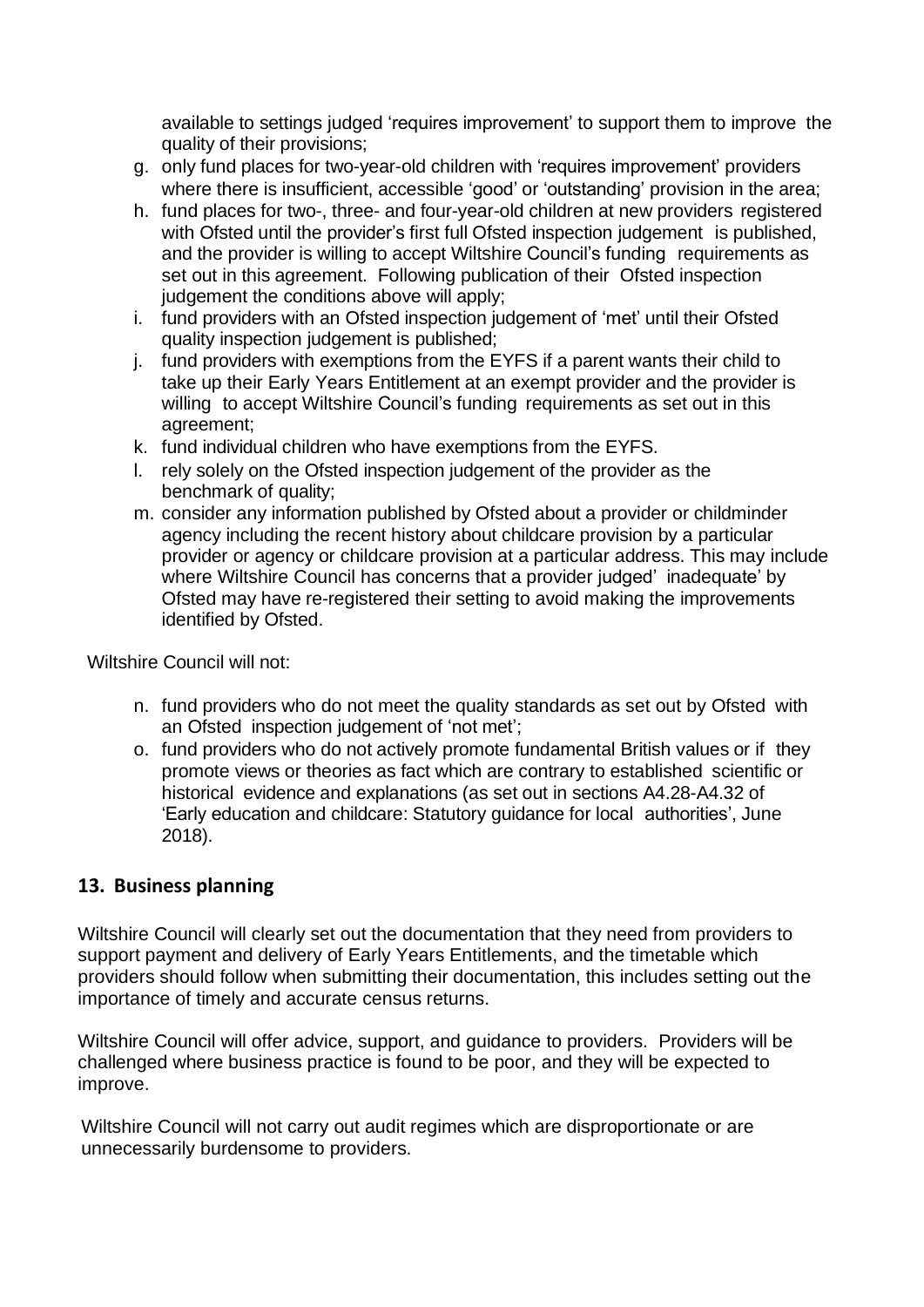available to settings judged 'requires improvement' to support them to improve the quality of their provisions;

g. only fund places for two-year-old children with 'requires improvement' providers where there is insufficient, accessible 'good' or 'outstanding' provision in the area;
h. fund places for two-, three- and four-year-old children at new providers registered with Ofsted until the provider's first full Ofsted inspection judgement is published, and the provider is willing to accept Wiltshire Council's funding requirements as set out in this agreement. Following publication of their Ofsted inspection judgement the conditions above will apply;
i. fund providers with an Ofsted inspection judgement of 'met' until their Ofsted quality inspection judgement is published;
j. fund providers with exemptions from the EYFS if a parent wants their child to take up their Early Years Entitlement at an exempt provider and the provider is willing to accept Wiltshire Council's funding requirements as set out in this agreement;
k. fund individual children who have exemptions from the EYFS.
l. rely solely on the Ofsted inspection judgement of the provider as the benchmark of quality;
m. consider any information published by Ofsted about a provider or childminder agency including the recent history about childcare provision by a particular provider or agency or childcare provision at a particular address. This may include where Wiltshire Council has concerns that a provider judged' inadequate' by Ofsted may have re-registered their setting to avoid making the improvements identified by Ofsted.

Wiltshire Council will not:

n. fund providers who do not meet the quality standards as set out by Ofsted with an Ofsted inspection judgement of 'not met';
o. fund providers who do not actively promote fundamental British values or if they promote views or theories as fact which are contrary to established scientific or historical evidence and explanations (as set out in sections A4.28-A4.32 of 'Early education and childcare: Statutory guidance for local authorities', June 2018).

## 13. Business planning

Wiltshire Council will clearly set out the documentation that they need from providers to support payment and delivery of Early Years Entitlements, and the timetable which providers should follow when submitting their documentation, this includes setting out the importance of timely and accurate census returns.

Wiltshire Council will offer advice, support, and guidance to providers. Providers will be challenged where business practice is found to be poor, and they will be expected to improve.

Wiltshire Council will not carry out audit regimes which are disproportionate or are unnecessarily burdensome to providers.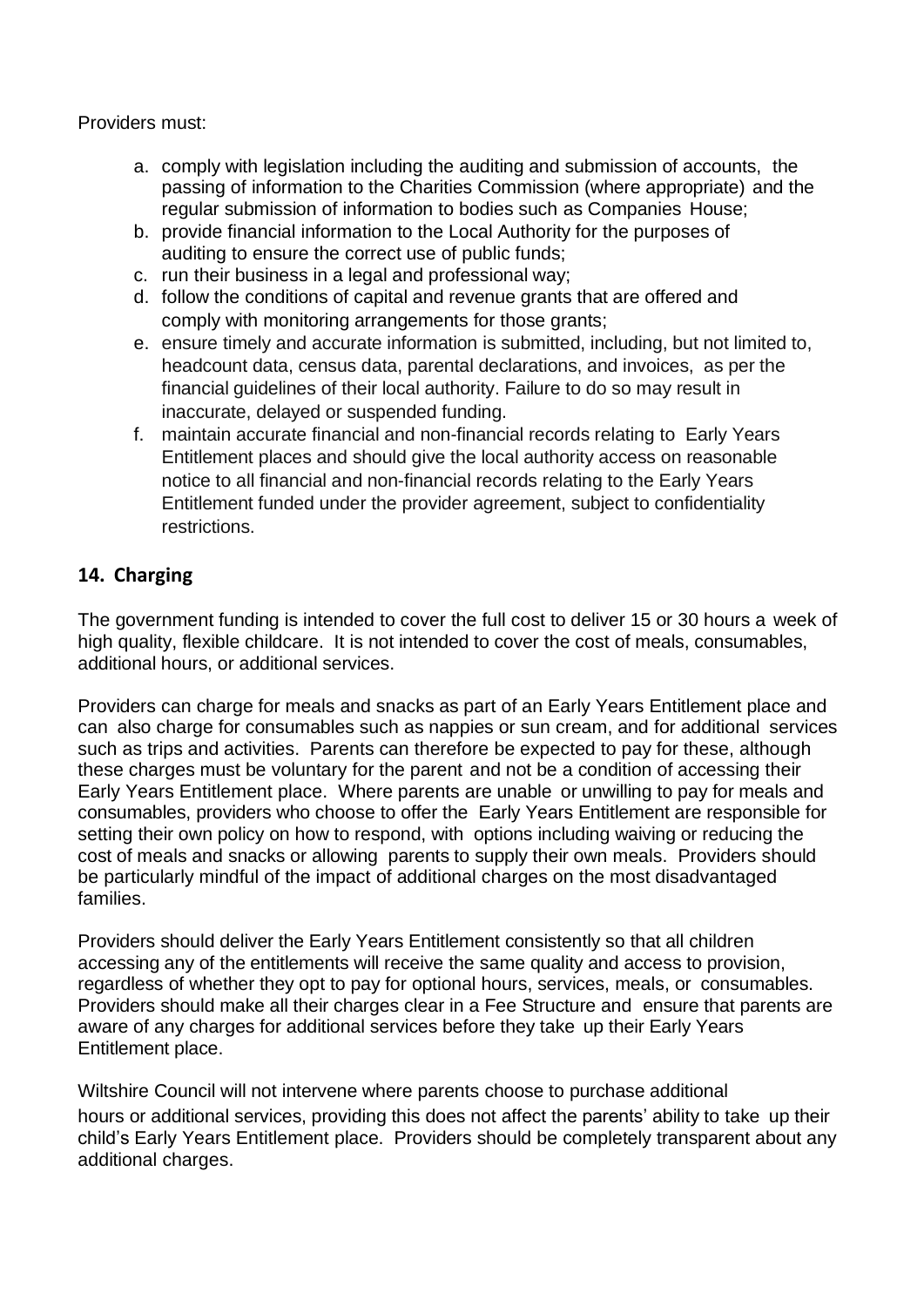Providers must:

a. comply with legislation including the auditing and submission of accounts, the passing of information to the Charities Commission (where appropriate) and the regular submission of information to bodies such as Companies House;
b. provide financial information to the Local Authority for the purposes of auditing to ensure the correct use of public funds;
c. run their business in a legal and professional way;
d. follow the conditions of capital and revenue grants that are offered and comply with monitoring arrangements for those grants;
e. ensure timely and accurate information is submitted, including, but not limited to, headcount data, census data, parental declarations, and invoices, as per the financial guidelines of their local authority. Failure to do so may result in inaccurate, delayed or suspended funding.
f. maintain accurate financial and non-financial records relating to Early Years Entitlement places and should give the local authority access on reasonable notice to all financial and non-financial records relating to the Early Years Entitlement funded under the provider agreement, subject to confidentiality restrictions.

## 14. Charging

The government funding is intended to cover the full cost to deliver 15 or 30 hours a week of high quality, flexible childcare. It is not intended to cover the cost of meals, consumables, additional hours, or additional services.

Providers can charge for meals and snacks as part of an Early Years Entitlement place and can also charge for consumables such as nappies or sun cream, and for additional services such as trips and activities. Parents can therefore be expected to pay for these, although these charges must be voluntary for the parent and not be a condition of accessing their Early Years Entitlement place. Where parents are unable or unwilling to pay for meals and consumables, providers who choose to offer the Early Years Entitlement are responsible for setting their own policy on how to respond, with options including waiving or reducing the cost of meals and snacks or allowing parents to supply their own meals. Providers should be particularly mindful of the impact of additional charges on the most disadvantaged families.

Providers should deliver the Early Years Entitlement consistently so that all children accessing any of the entitlements will receive the same quality and access to provision, regardless of whether they opt to pay for optional hours, services, meals, or consumables. Providers should make all their charges clear in a Fee Structure and ensure that parents are aware of any charges for additional services before they take up their Early Years Entitlement place.

Wiltshire Council will not intervene where parents choose to purchase additional hours or additional services, providing this does not affect the parents' ability to take up their child's Early Years Entitlement place. Providers should be completely transparent about any additional charges.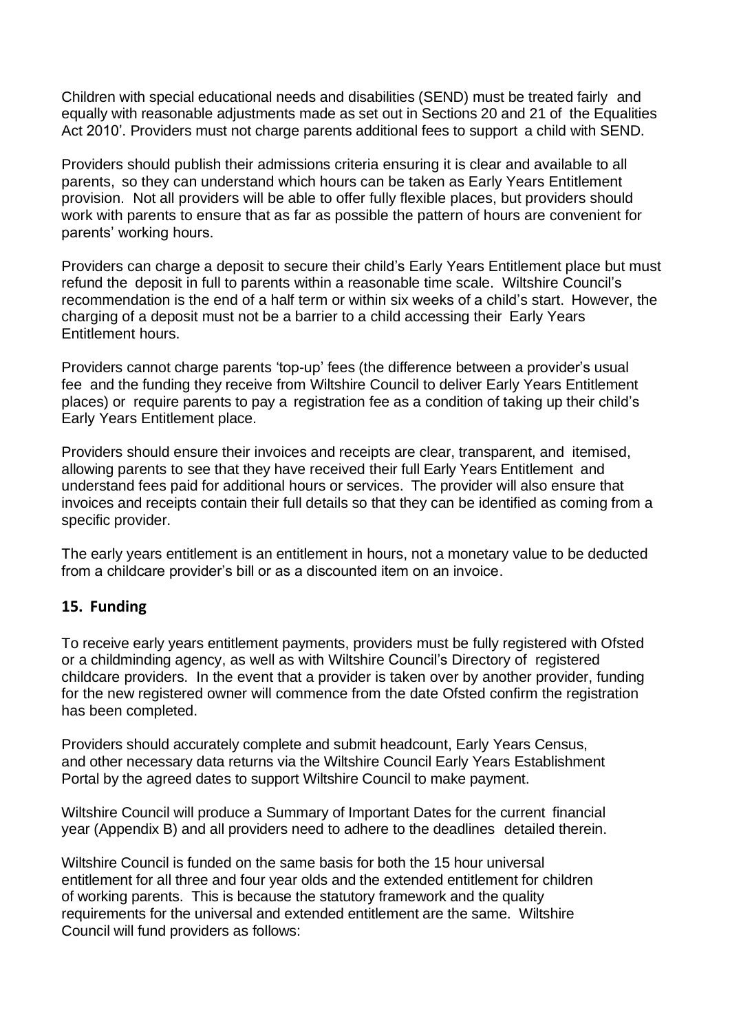Children with special educational needs and disabilities (SEND) must be treated fairly and equally with reasonable adjustments made as set out in Sections 20 and 21 of the Equalities Act 2010'. Providers must not charge parents additional fees to support a child with SEND.

Providers should publish their admissions criteria ensuring it is clear and available to all parents, so they can understand which hours can be taken as Early Years Entitlement provision. Not all providers will be able to offer fully flexible places, but providers should work with parents to ensure that as far as possible the pattern of hours are convenient for parents' working hours.

Providers can charge a deposit to secure their child's Early Years Entitlement place but must refund the deposit in full to parents within a reasonable time scale. Wiltshire Council's recommendation is the end of a half term or within six weeks of a child's start. However, the charging of a deposit must not be a barrier to a child accessing their Early Years Entitlement hours.

Providers cannot charge parents 'top-up' fees (the difference between a provider's usual fee and the funding they receive from Wiltshire Council to deliver Early Years Entitlement places) or require parents to pay a registration fee as a condition of taking up their child's Early Years Entitlement place.

Providers should ensure their invoices and receipts are clear, transparent, and itemised, allowing parents to see that they have received their full Early Years Entitlement and understand fees paid for additional hours or services. The provider will also ensure that invoices and receipts contain their full details so that they can be identified as coming from a specific provider.

The early years entitlement is an entitlement in hours, not a monetary value to be deducted from a childcare provider's bill or as a discounted item on an invoice.

## 15. Funding

To receive early years entitlement payments, providers must be fully registered with Ofsted or a childminding agency, as well as with Wiltshire Council's Directory of registered childcare providers. In the event that a provider is taken over by another provider, funding for the new registered owner will commence from the date Ofsted confirm the registration has been completed.

Providers should accurately complete and submit headcount, Early Years Census, and other necessary data returns via the Wiltshire Council Early Years Establishment Portal by the agreed dates to support Wiltshire Council to make payment.

Wiltshire Council will produce a Summary of Important Dates for the current financial year (Appendix B) and all providers need to adhere to the deadlines detailed therein.

Wiltshire Council is funded on the same basis for both the 15 hour universal entitlement for all three and four year olds and the extended entitlement for children of working parents. This is because the statutory framework and the quality requirements for the universal and extended entitlement are the same. Wiltshire Council will fund providers as follows: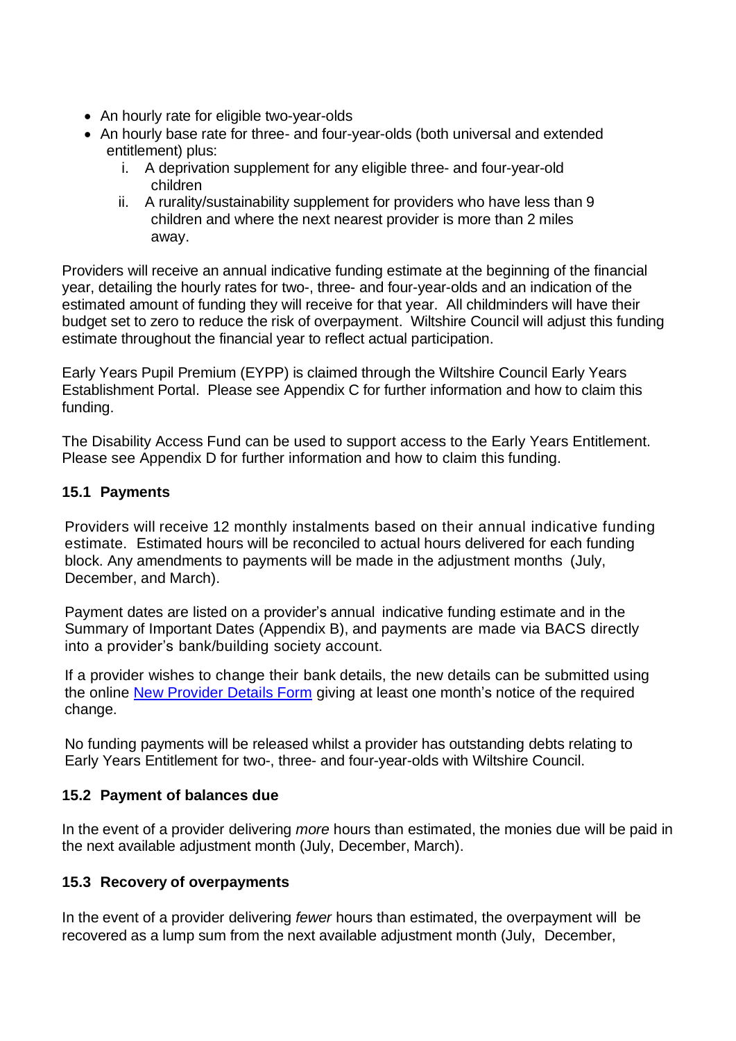- An hourly rate for eligible two-year-olds
- An hourly base rate for three- and four-year-olds (both universal and extended entitlement) plus:
    i. A deprivation supplement for any eligible three- and four-year-old children
    ii. A rurality/sustainability supplement for providers who have less than 9 children and where the next nearest provider is more than 2 miles away.

Providers will receive an annual indicative funding estimate at the beginning of the financial year, detailing the hourly rates for two-, three- and four-year-olds and an indication of the estimated amount of funding they will receive for that year. All childminders will have their budget set to zero to reduce the risk of overpayment. Wiltshire Council will adjust this funding estimate throughout the financial year to reflect actual participation.

Early Years Pupil Premium (EYPP) is claimed through the Wiltshire Council Early Years Establishment Portal. Please see Appendix C for further information and how to claim this funding.

The Disability Access Fund can be used to support access to the Early Years Entitlement. Please see Appendix D for further information and how to claim this funding.

### 15.1 Payments

Providers will receive 12 monthly instalments based on their annual indicative funding estimate. Estimated hours will be reconciled to actual hours delivered for each funding block. Any amendments to payments will be made in the adjustment months (July, December, and March).

Payment dates are listed on a provider's annual indicative funding estimate and in the Summary of Important Dates (Appendix B), and payments are made via BACS directly into a provider's bank/building society account.

If a provider wishes to change their bank details, the new details can be submitted using the online New Provider Details Form giving at least one month's notice of the required change.

No funding payments will be released whilst a provider has outstanding debts relating to Early Years Entitlement for two-, three- and four-year-olds with Wiltshire Council.

### 15.2 Payment of balances due

In the event of a provider delivering *more* hours than estimated, the monies due will be paid in the next available adjustment month (July, December, March).

### 15.3 Recovery of overpayments

In the event of a provider delivering *fewer* hours than estimated, the overpayment will be recovered as a lump sum from the next available adjustment month (July, December,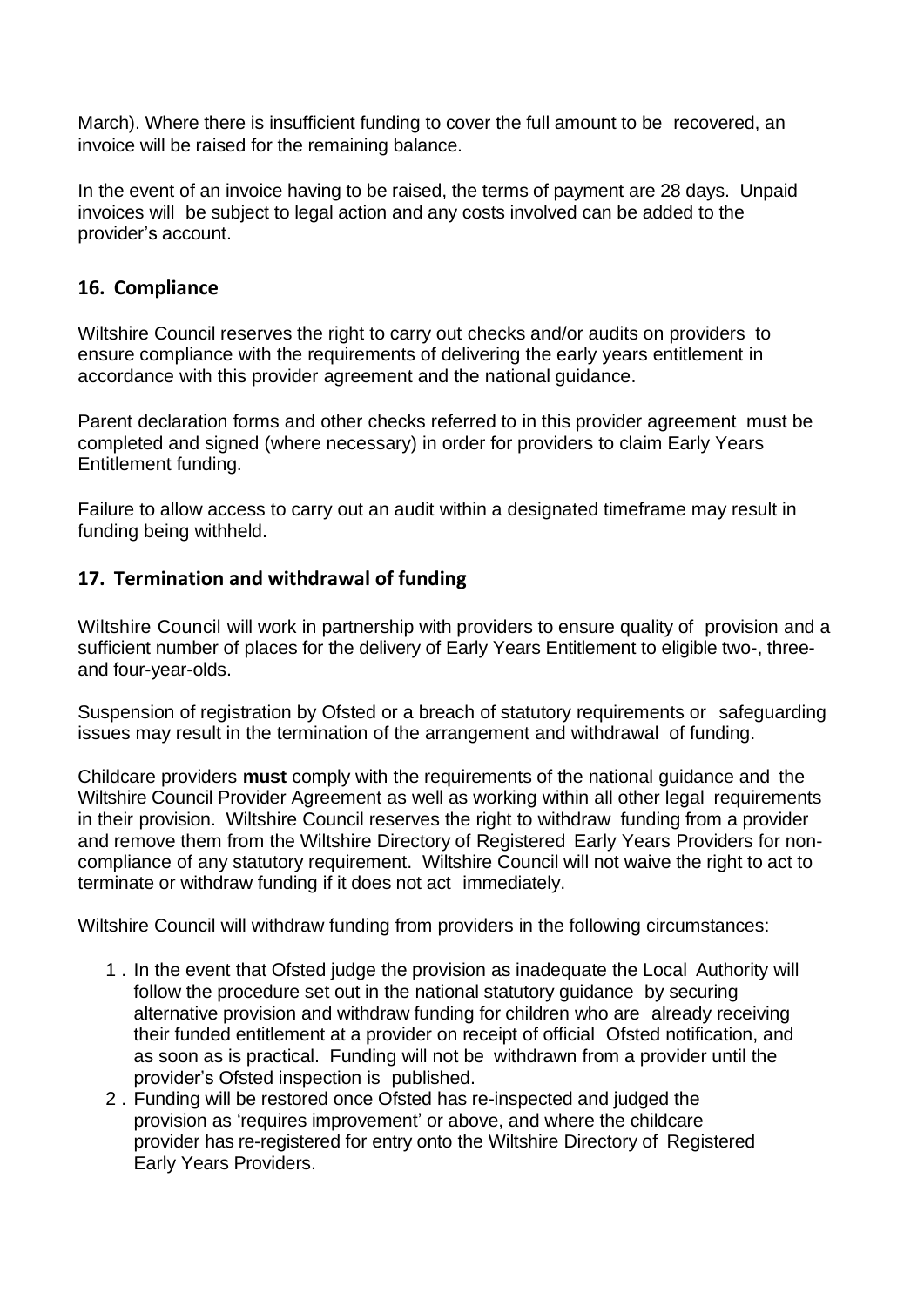March). Where there is insufficient funding to cover the full amount to be recovered, an invoice will be raised for the remaining balance.

In the event of an invoice having to be raised, the terms of payment are 28 days. Unpaid invoices will be subject to legal action and any costs involved can be added to the provider's account.

## 16. Compliance

Wiltshire Council reserves the right to carry out checks and/or audits on providers to ensure compliance with the requirements of delivering the early years entitlement in accordance with this provider agreement and the national guidance.

Parent declaration forms and other checks referred to in this provider agreement must be completed and signed (where necessary) in order for providers to claim Early Years Entitlement funding.

Failure to allow access to carry out an audit within a designated timeframe may result in funding being withheld.

## 17. Termination and withdrawal of funding

Wiltshire Council will work in partnership with providers to ensure quality of provision and a sufficient number of places for the delivery of Early Years Entitlement to eligible two-, three- and four-year-olds.

Suspension of registration by Ofsted or a breach of statutory requirements or safeguarding issues may result in the termination of the arrangement and withdrawal of funding.

Childcare providers **must** comply with the requirements of the national guidance and the Wiltshire Council Provider Agreement as well as working within all other legal requirements in their provision. Wiltshire Council reserves the right to withdraw funding from a provider and remove them from the Wiltshire Directory of Registered Early Years Providers for non-compliance of any statutory requirement. Wiltshire Council will not waive the right to act to terminate or withdraw funding if it does not act immediately.

Wiltshire Council will withdraw funding from providers in the following circumstances:

1. In the event that Ofsted judge the provision as inadequate the Local Authority will follow the procedure set out in the national statutory guidance by securing alternative provision and withdraw funding for children who are already receiving their funded entitlement at a provider on receipt of official Ofsted notification, and as soon as is practical. Funding will not be withdrawn from a provider until the provider's Ofsted inspection is published.
2. Funding will be restored once Ofsted has re-inspected and judged the provision as 'requires improvement' or above, and where the childcare provider has re-registered for entry onto the Wiltshire Directory of Registered Early Years Providers.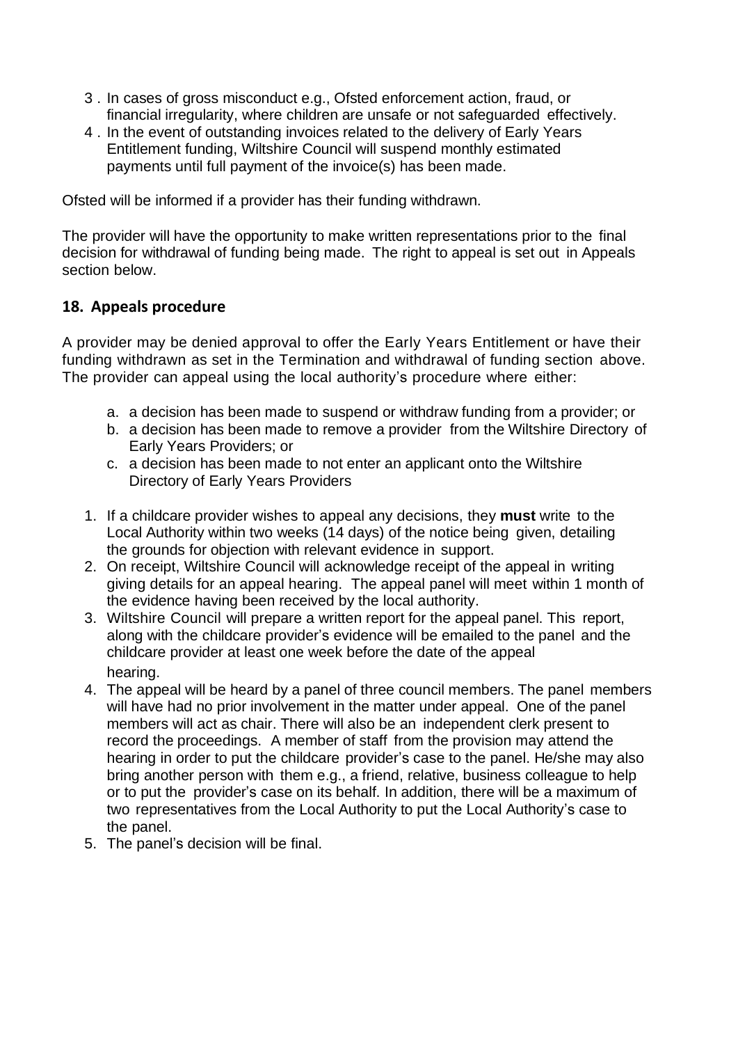3. In cases of gross misconduct e.g., Ofsted enforcement action, fraud, or financial irregularity, where children are unsafe or not safeguarded effectively.
4. In the event of outstanding invoices related to the delivery of Early Years Entitlement funding, Wiltshire Council will suspend monthly estimated payments until full payment of the invoice(s) has been made.

Ofsted will be informed if a provider has their funding withdrawn.

The provider will have the opportunity to make written representations prior to the final decision for withdrawal of funding being made. The right to appeal is set out in Appeals section below.

## 18. Appeals procedure

A provider may be denied approval to offer the Early Years Entitlement or have their funding withdrawn as set in the Termination and withdrawal of funding section above. The provider can appeal using the local authority's procedure where either:

a. a decision has been made to suspend or withdraw funding from a provider; or
b. a decision has been made to remove a provider from the Wiltshire Directory of Early Years Providers; or
c. a decision has been made to not enter an applicant onto the Wiltshire Directory of Early Years Providers

1. If a childcare provider wishes to appeal any decisions, they **must** write to the Local Authority within two weeks (14 days) of the notice being given, detailing the grounds for objection with relevant evidence in support.
2. On receipt, Wiltshire Council will acknowledge receipt of the appeal in writing giving details for an appeal hearing. The appeal panel will meet within 1 month of the evidence having been received by the local authority.
3. Wiltshire Council will prepare a written report for the appeal panel. This report, along with the childcare provider's evidence will be emailed to the panel and the childcare provider at least one week before the date of the appeal hearing.
4. The appeal will be heard by a panel of three council members. The panel members will have had no prior involvement in the matter under appeal. One of the panel members will act as chair. There will also be an independent clerk present to record the proceedings. A member of staff from the provision may attend the hearing in order to put the childcare provider's case to the panel. He/she may also bring another person with them e.g., a friend, relative, business colleague to help or to put the provider's case on its behalf. In addition, there will be a maximum of two representatives from the Local Authority to put the Local Authority's case to the panel.
5. The panel's decision will be final.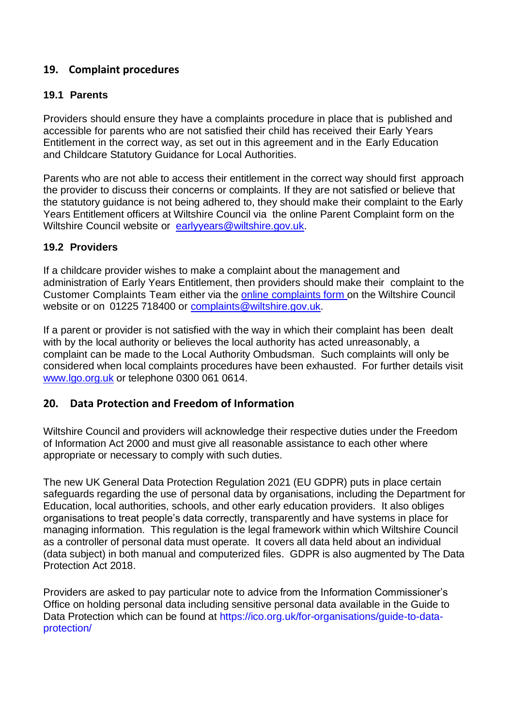## 19. Complaint procedures

### 19.1 Parents

Providers should ensure they have a complaints procedure in place that is published and accessible for parents who are not satisfied their child has received their Early Years Entitlement in the correct way, as set out in this agreement and in the Early Education and Childcare Statutory Guidance for Local Authorities.

Parents who are not able to access their entitlement in the correct way should first approach the provider to discuss their concerns or complaints. If they are not satisfied or believe that the statutory guidance is not being adhered to, they should make their complaint to the Early Years Entitlement officers at Wiltshire Council via the online Parent Complaint form on the Wiltshire Council website or [earlyyears@wiltshire.gov.uk](mailto:earlyyears@wiltshire.gov.uk).

### 19.2 Providers

If a childcare provider wishes to make a complaint about the management and administration of Early Years Entitlement, then providers should make their complaint to the Customer Complaints Team either via the online complaints form on the Wiltshire Council website or on 01225 718400 or [complaints@wiltshire.gov.uk](mailto:complaints@wiltshire.gov.uk).

If a parent or provider is not satisfied with the way in which their complaint has been dealt with by the local authority or believes the local authority has acted unreasonably, a complaint can be made to the Local Authority Ombudsman. Such complaints will only be considered when local complaints procedures have been exhausted. For further details visit [www.lgo.org.uk](http://www.lgo.org.uk) or telephone 0300 061 0614.

## 20. Data Protection and Freedom of Information

Wiltshire Council and providers will acknowledge their respective duties under the Freedom of Information Act 2000 and must give all reasonable assistance to each other where appropriate or necessary to comply with such duties.

The new UK General Data Protection Regulation 2021 (EU GDPR) puts in place certain safeguards regarding the use of personal data by organisations, including the Department for Education, local authorities, schools, and other early education providers. It also obliges organisations to treat people's data correctly, transparently and have systems in place for managing information. This regulation is the legal framework within which Wiltshire Council as a controller of personal data must operate. It covers all data held about an individual (data subject) in both manual and computerized files. GDPR is also augmented by The Data Protection Act 2018.

Providers are asked to pay particular note to advice from the Information Commissioner's Office on holding personal data including sensitive personal data available in the Guide to Data Protection which can be found at https://ico.org.uk/for-organisations/guide-to-data-protection/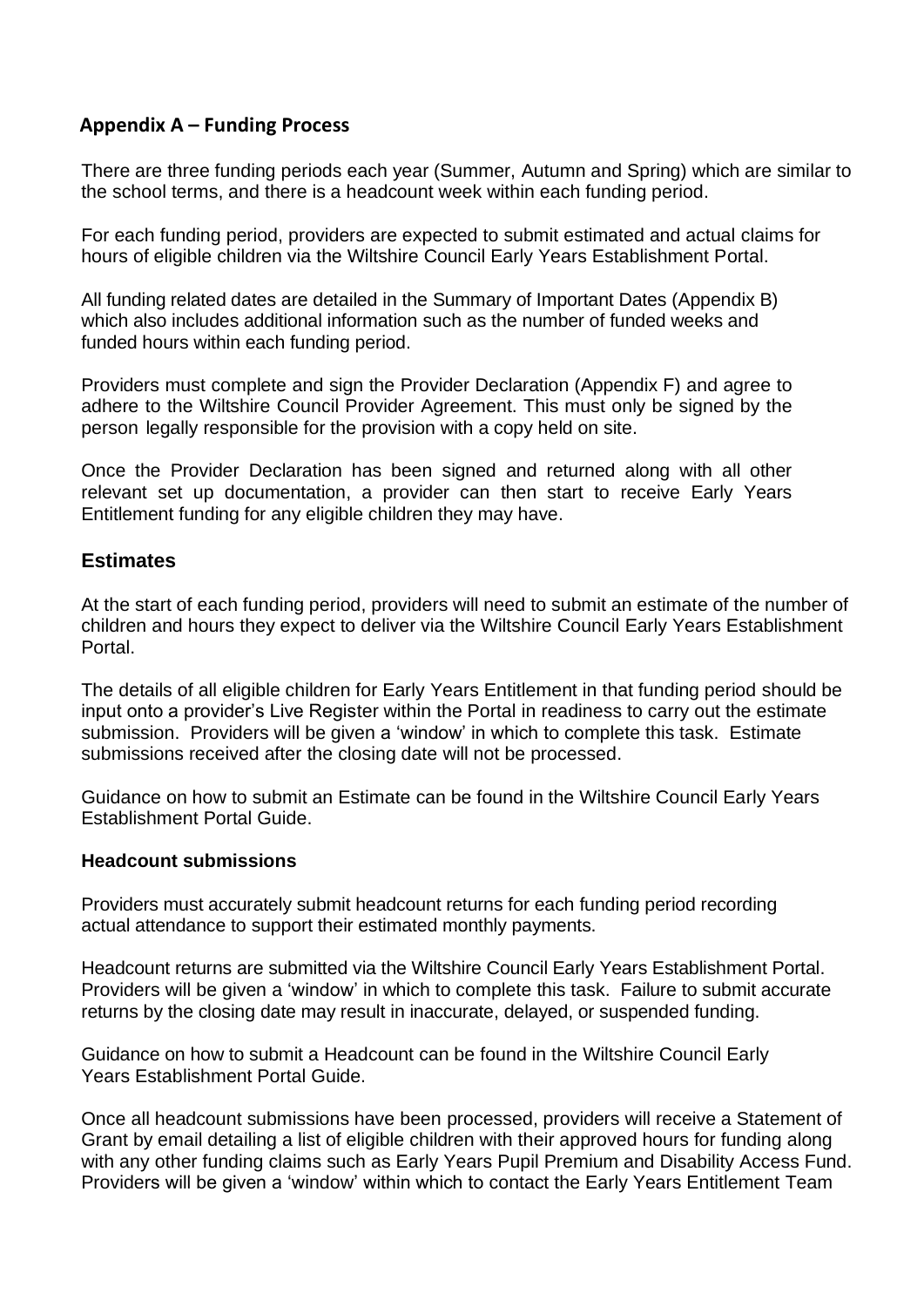## Appendix A – Funding Process

There are three funding periods each year (Summer, Autumn and Spring) which are similar to the school terms, and there is a headcount week within each funding period.

For each funding period, providers are expected to submit estimated and actual claims for hours of eligible children via the Wiltshire Council Early Years Establishment Portal.

All funding related dates are detailed in the Summary of Important Dates (Appendix B) which also includes additional information such as the number of funded weeks and funded hours within each funding period.

Providers must complete and sign the Provider Declaration (Appendix F) and agree to adhere to the Wiltshire Council Provider Agreement. This must only be signed by the person legally responsible for the provision with a copy held on site.

Once the Provider Declaration has been signed and returned along with all other relevant set up documentation, a provider can then start to receive Early Years Entitlement funding for any eligible children they may have.

## Estimates

At the start of each funding period, providers will need to submit an estimate of the number of children and hours they expect to deliver via the Wiltshire Council Early Years Establishment Portal.

The details of all eligible children for Early Years Entitlement in that funding period should be input onto a provider's Live Register within the Portal in readiness to carry out the estimate submission. Providers will be given a 'window' in which to complete this task. Estimate submissions received after the closing date will not be processed.

Guidance on how to submit an Estimate can be found in the Wiltshire Council Early Years Establishment Portal Guide.

### Headcount submissions

Providers must accurately submit headcount returns for each funding period recording actual attendance to support their estimated monthly payments.

Headcount returns are submitted via the Wiltshire Council Early Years Establishment Portal. Providers will be given a 'window' in which to complete this task. Failure to submit accurate returns by the closing date may result in inaccurate, delayed, or suspended funding.

Guidance on how to submit a Headcount can be found in the Wiltshire Council Early Years Establishment Portal Guide.

Once all headcount submissions have been processed, providers will receive a Statement of Grant by email detailing a list of eligible children with their approved hours for funding along with any other funding claims such as Early Years Pupil Premium and Disability Access Fund. Providers will be given a 'window' within which to contact the Early Years Entitlement Team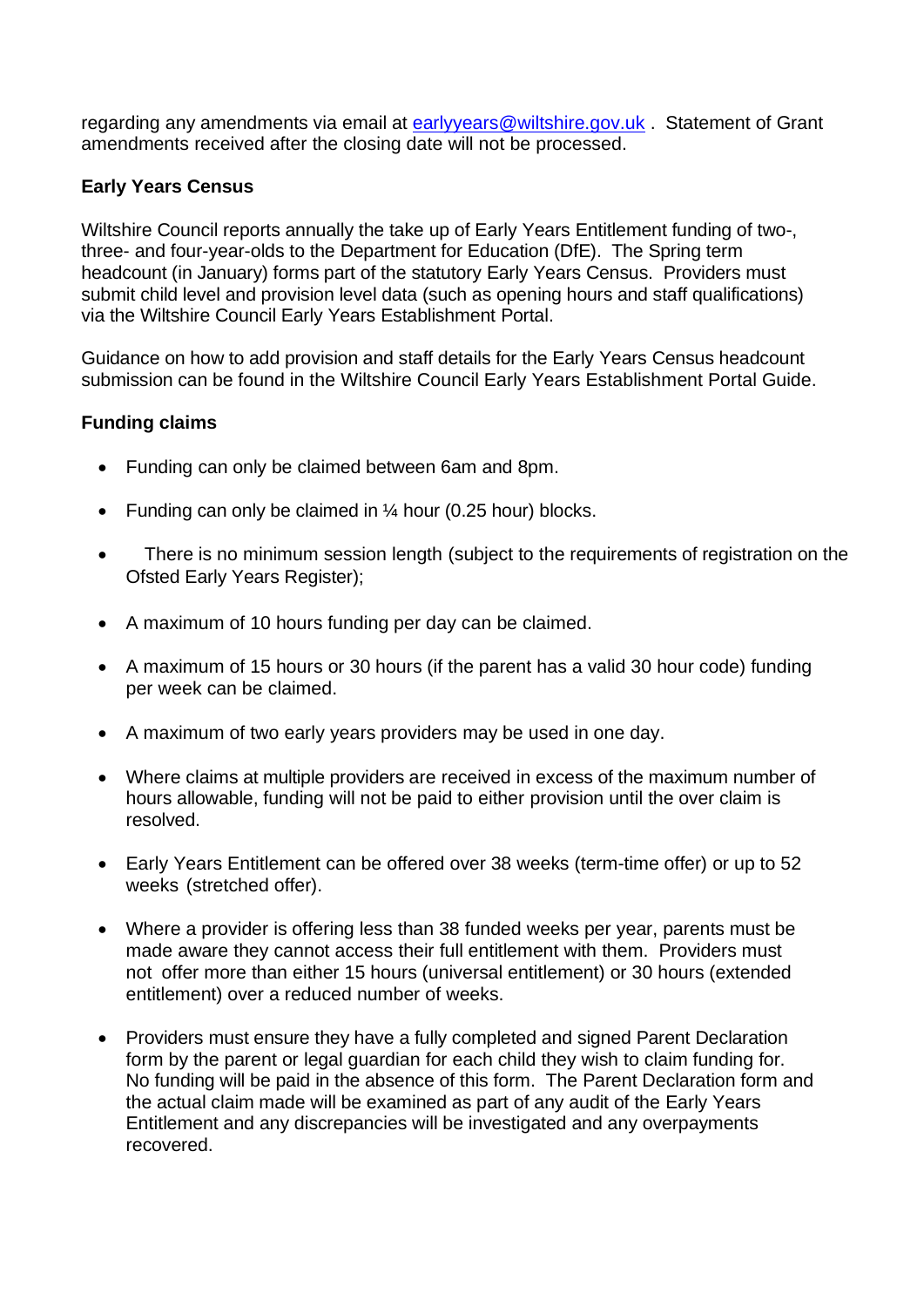regarding any amendments via email at [earlyyears@wiltshire.gov.uk](mailto:earlyyears@wiltshire.gov.uk) . Statement of Grant amendments received after the closing date will not be processed.

**Early Years Census**

Wiltshire Council reports annually the take up of Early Years Entitlement funding of two-, three- and four-year-olds to the Department for Education (DfE). The Spring term headcount (in January) forms part of the statutory Early Years Census. Providers must submit child level and provision level data (such as opening hours and staff qualifications) via the Wiltshire Council Early Years Establishment Portal.

Guidance on how to add provision and staff details for the Early Years Census headcount submission can be found in the Wiltshire Council Early Years Establishment Portal Guide.

**Funding claims**

- Funding can only be claimed between 6am and 8pm.
- Funding can only be claimed in ¼ hour (0.25 hour) blocks.
- There is no minimum session length (subject to the requirements of registration on the Ofsted Early Years Register);
- A maximum of 10 hours funding per day can be claimed.
- A maximum of 15 hours or 30 hours (if the parent has a valid 30 hour code) funding per week can be claimed.
- A maximum of two early years providers may be used in one day.
- Where claims at multiple providers are received in excess of the maximum number of hours allowable, funding will not be paid to either provision until the over claim is resolved.
- Early Years Entitlement can be offered over 38 weeks (term-time offer) or up to 52 weeks (stretched offer).
- Where a provider is offering less than 38 funded weeks per year, parents must be made aware they cannot access their full entitlement with them. Providers must not offer more than either 15 hours (universal entitlement) or 30 hours (extended entitlement) over a reduced number of weeks.
- Providers must ensure they have a fully completed and signed Parent Declaration form by the parent or legal guardian for each child they wish to claim funding for. No funding will be paid in the absence of this form. The Parent Declaration form and the actual claim made will be examined as part of any audit of the Early Years Entitlement and any discrepancies will be investigated and any overpayments recovered.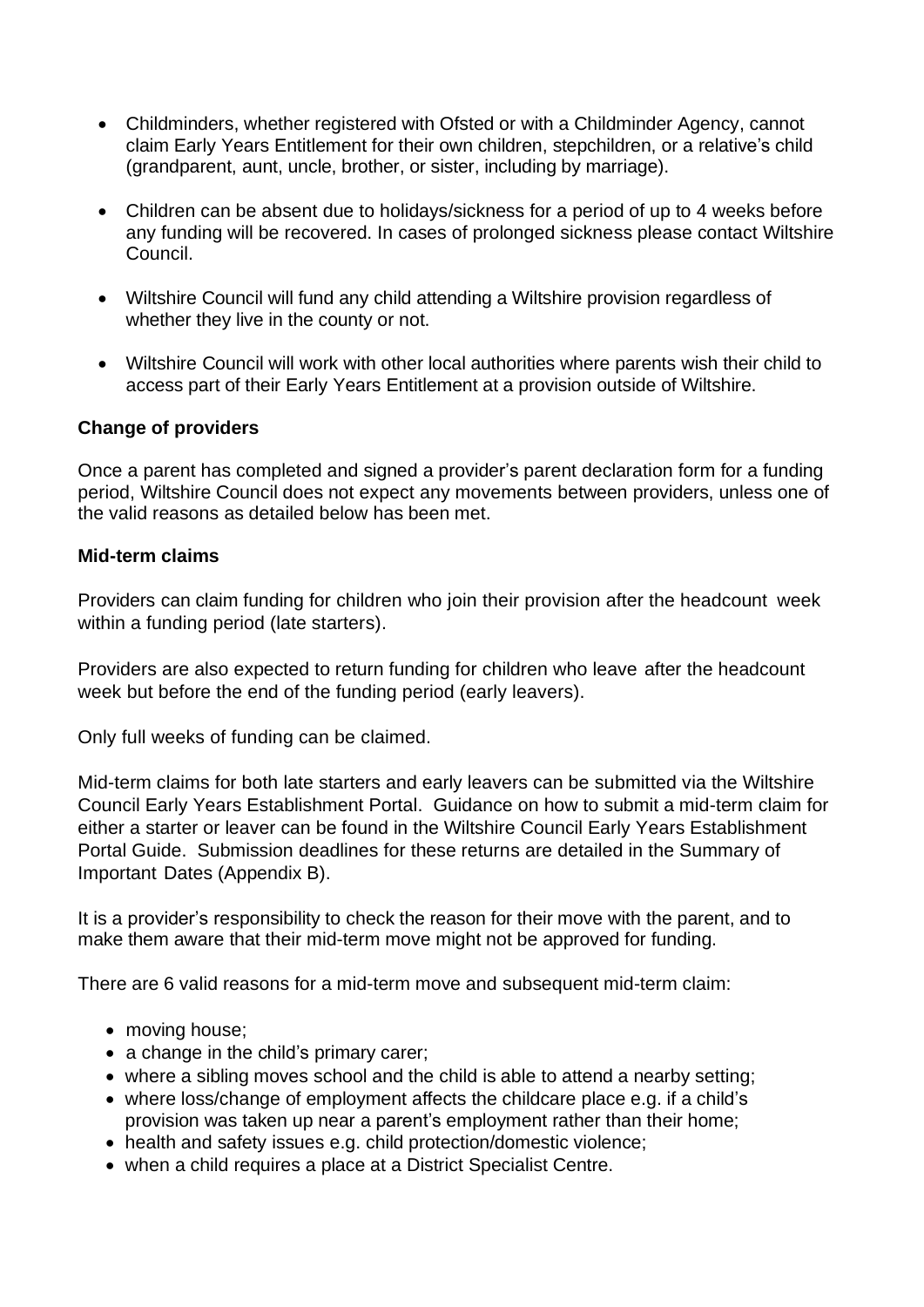- Childminders, whether registered with Ofsted or with a Childminder Agency, cannot claim Early Years Entitlement for their own children, stepchildren, or a relative's child (grandparent, aunt, uncle, brother, or sister, including by marriage).
- Children can be absent due to holidays/sickness for a period of up to 4 weeks before any funding will be recovered. In cases of prolonged sickness please contact Wiltshire Council.
- Wiltshire Council will fund any child attending a Wiltshire provision regardless of whether they live in the county or not.
- Wiltshire Council will work with other local authorities where parents wish their child to access part of their Early Years Entitlement at a provision outside of Wiltshire.

**Change of providers**

Once a parent has completed and signed a provider's parent declaration form for a funding period, Wiltshire Council does not expect any movements between providers, unless one of the valid reasons as detailed below has been met.

**Mid-term claims**

Providers can claim funding for children who join their provision after the headcount week within a funding period (late starters).

Providers are also expected to return funding for children who leave after the headcount week but before the end of the funding period (early leavers).

Only full weeks of funding can be claimed.

Mid-term claims for both late starters and early leavers can be submitted via the Wiltshire Council Early Years Establishment Portal. Guidance on how to submit a mid-term claim for either a starter or leaver can be found in the Wiltshire Council Early Years Establishment Portal Guide. Submission deadlines for these returns are detailed in the Summary of Important Dates (Appendix B).

It is a provider's responsibility to check the reason for their move with the parent, and to make them aware that their mid-term move might not be approved for funding.

There are 6 valid reasons for a mid-term move and subsequent mid-term claim:

- moving house;
- a change in the child's primary carer;
- where a sibling moves school and the child is able to attend a nearby setting;
- where loss/change of employment affects the childcare place e.g. if a child's provision was taken up near a parent's employment rather than their home;
- health and safety issues e.g. child protection/domestic violence;
- when a child requires a place at a District Specialist Centre.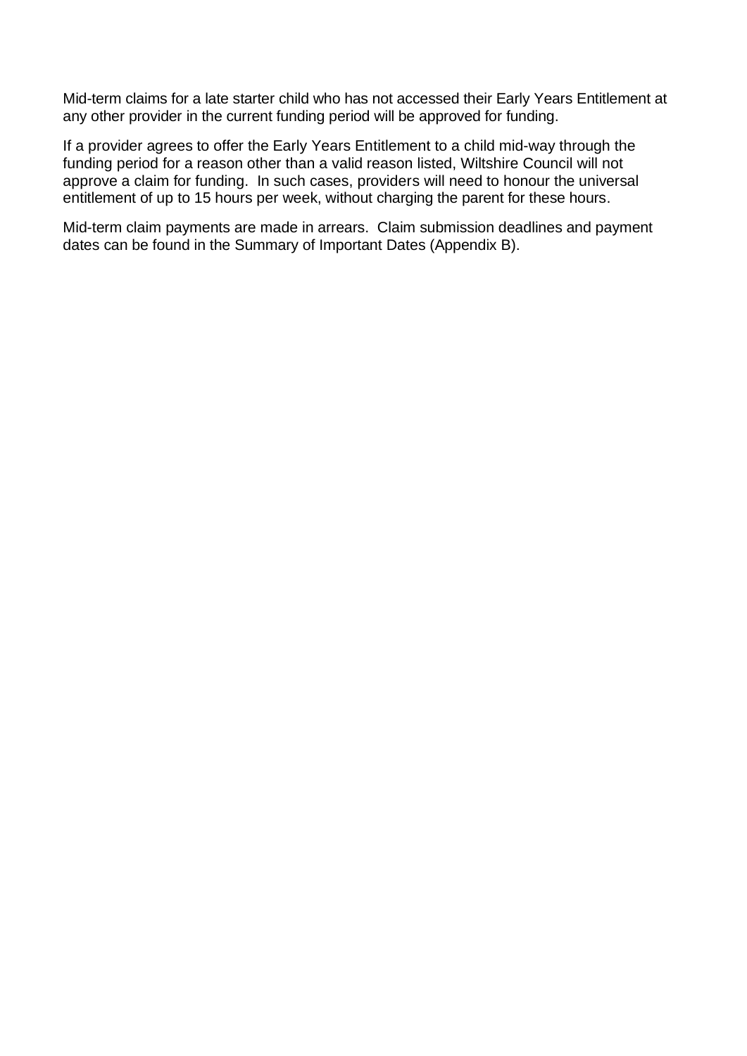Mid-term claims for a late starter child who has not accessed their Early Years Entitlement at any other provider in the current funding period will be approved for funding.

If a provider agrees to offer the Early Years Entitlement to a child mid-way through the funding period for a reason other than a valid reason listed, Wiltshire Council will not approve a claim for funding. In such cases, providers will need to honour the universal entitlement of up to 15 hours per week, without charging the parent for these hours.

Mid-term claim payments are made in arrears. Claim submission deadlines and payment dates can be found in the Summary of Important Dates (Appendix B).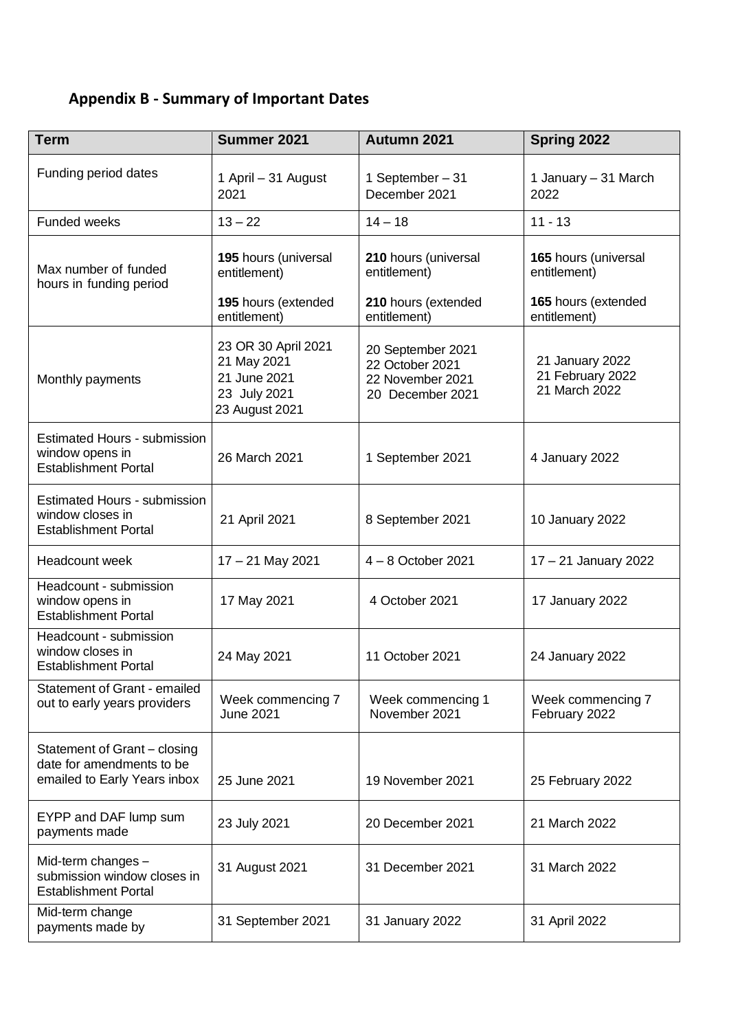## Appendix B - Summary of Important Dates

| Term | Summer 2021 | Autumn 2021 | Spring 2022 |
|---|---|---|---|
| Funding period dates | 1 April – 31 August 2021 | 1 September – 31 December 2021 | 1 January – 31 March 2022 |
| Funded weeks | 13 – 22 | 14 – 18 | 11 - 13 |
| Max number of funded hours in funding period | **195** hours (universal entitlement)<br>**195** hours (extended entitlement) | **210** hours (universal entitlement)<br>**210** hours (extended entitlement) | **165** hours (universal entitlement)<br>**165** hours (extended entitlement) |
| Monthly payments | 23 OR 30 April 2021<br>21 May 2021<br>21 June 2021<br>23 July 2021<br>23 August 2021 | 20 September 2021<br>22 October 2021<br>22 November 2021<br>20 December 2021 | 21 January 2022<br>21 February 2022<br>21 March 2022 |
| Estimated Hours - submission window opens in Establishment Portal | 26 March 2021 | 1 September 2021 | 4 January 2022 |
| Estimated Hours - submission window closes in Establishment Portal | 21 April 2021 | 8 September 2021 | 10 January 2022 |
| Headcount week | 17 – 21 May 2021 | 4 – 8 October 2021 | 17 – 21 January 2022 |
| Headcount - submission window opens in Establishment Portal | 17 May 2021 | 4 October 2021 | 17 January 2022 |
| Headcount - submission window closes in Establishment Portal | 24 May 2021 | 11 October 2021 | 24 January 2022 |
| Statement of Grant - emailed out to early years providers | Week commencing 7 June 2021 | Week commencing 1 November 2021 | Week commencing 7 February 2022 |
| Statement of Grant – closing date for amendments to be emailed to Early Years inbox | 25 June 2021 | 19 November 2021 | 25 February 2022 |
| EYPP and DAF lump sum payments made | 23 July 2021 | 20 December 2021 | 21 March 2022 |
| Mid-term changes – submission window closes in Establishment Portal | 31 August 2021 | 31 December 2021 | 31 March 2022 |
| Mid-term change payments made by | 31 September 2021 | 31 January 2022 | 31 April 2022 |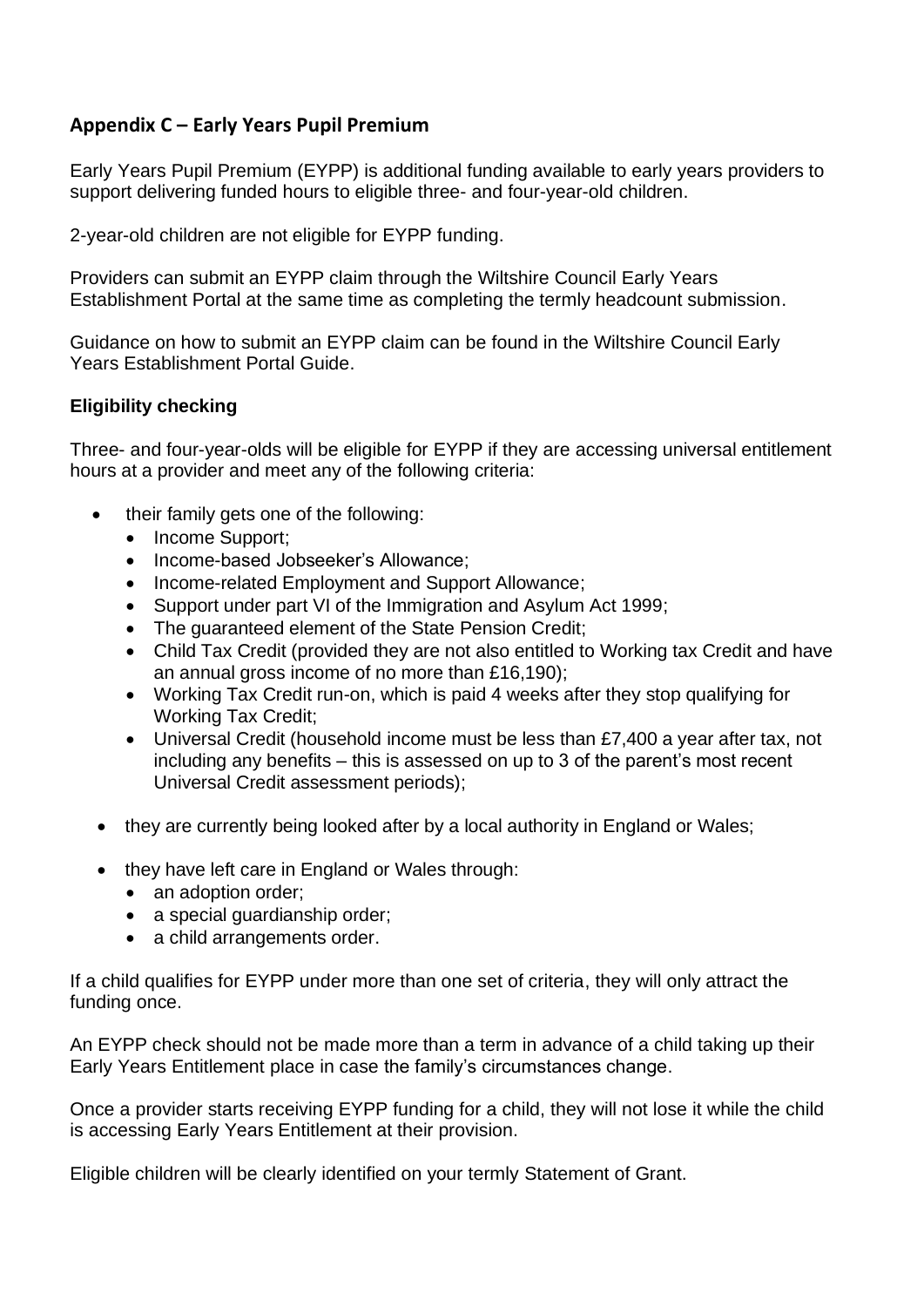## Appendix C – Early Years Pupil Premium

Early Years Pupil Premium (EYPP) is additional funding available to early years providers to support delivering funded hours to eligible three- and four-year-old children.

2-year-old children are not eligible for EYPP funding.

Providers can submit an EYPP claim through the Wiltshire Council Early Years Establishment Portal at the same time as completing the termly headcount submission.

Guidance on how to submit an EYPP claim can be found in the Wiltshire Council Early Years Establishment Portal Guide.

### Eligibility checking

Three- and four-year-olds will be eligible for EYPP if they are accessing universal entitlement hours at a provider and meet any of the following criteria:

- their family gets one of the following:
  - Income Support;
  - Income-based Jobseeker's Allowance;
  - Income-related Employment and Support Allowance;
  - Support under part VI of the Immigration and Asylum Act 1999;
  - The guaranteed element of the State Pension Credit;
  - Child Tax Credit (provided they are not also entitled to Working tax Credit and have an annual gross income of no more than £16,190);
  - Working Tax Credit run-on, which is paid 4 weeks after they stop qualifying for Working Tax Credit;
  - Universal Credit (household income must be less than £7,400 a year after tax, not including any benefits – this is assessed on up to 3 of the parent's most recent Universal Credit assessment periods);
- they are currently being looked after by a local authority in England or Wales;
- they have left care in England or Wales through:
  - an adoption order;
  - a special guardianship order;
  - a child arrangements order.

If a child qualifies for EYPP under more than one set of criteria, they will only attract the funding once.

An EYPP check should not be made more than a term in advance of a child taking up their Early Years Entitlement place in case the family's circumstances change.

Once a provider starts receiving EYPP funding for a child, they will not lose it while the child is accessing Early Years Entitlement at their provision.

Eligible children will be clearly identified on your termly Statement of Grant.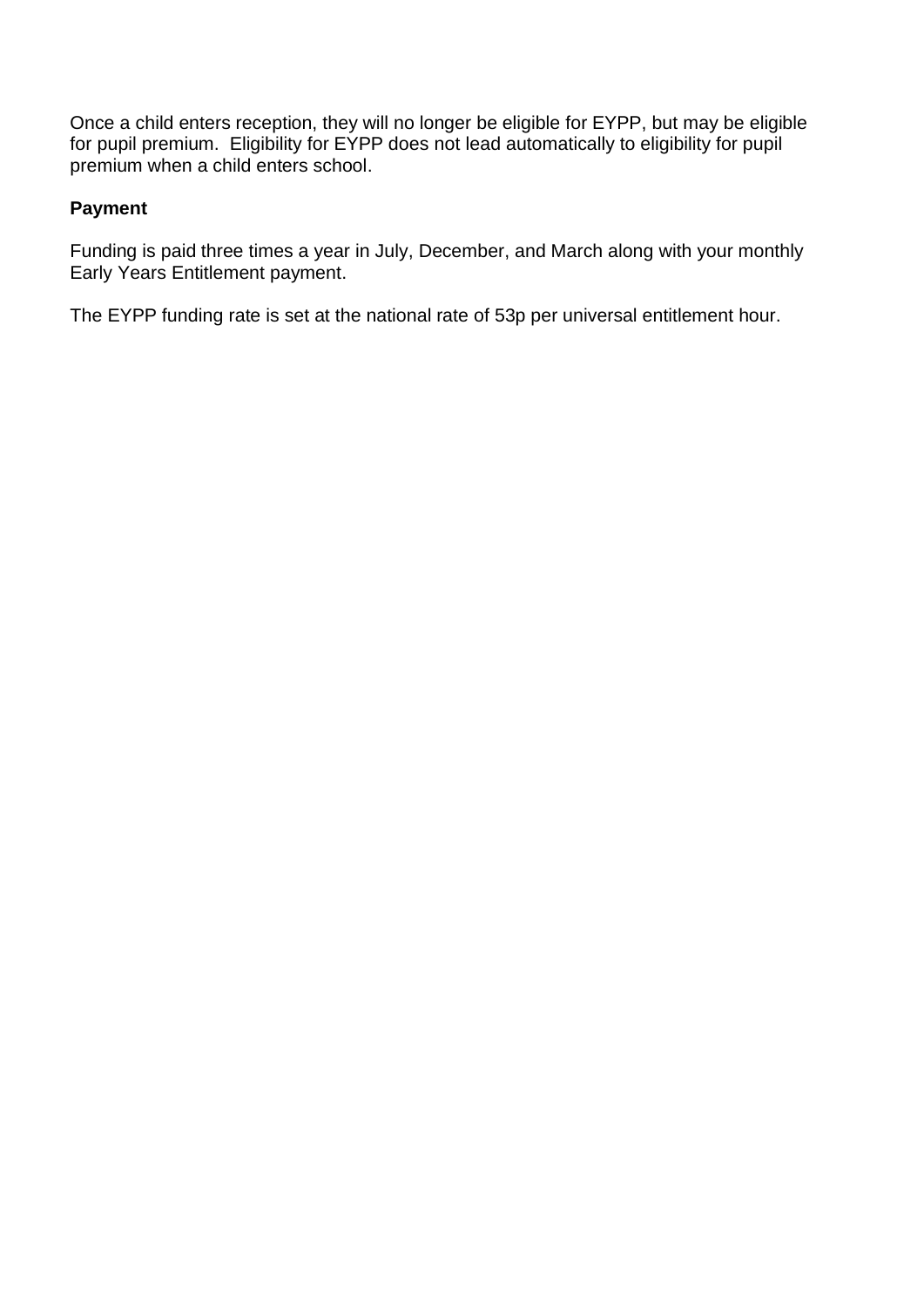Once a child enters reception, they will no longer be eligible for EYPP, but may be eligible for pupil premium. Eligibility for EYPP does not lead automatically to eligibility for pupil premium when a child enters school.

**Payment**

Funding is paid three times a year in July, December, and March along with your monthly Early Years Entitlement payment.

The EYPP funding rate is set at the national rate of 53p per universal entitlement hour.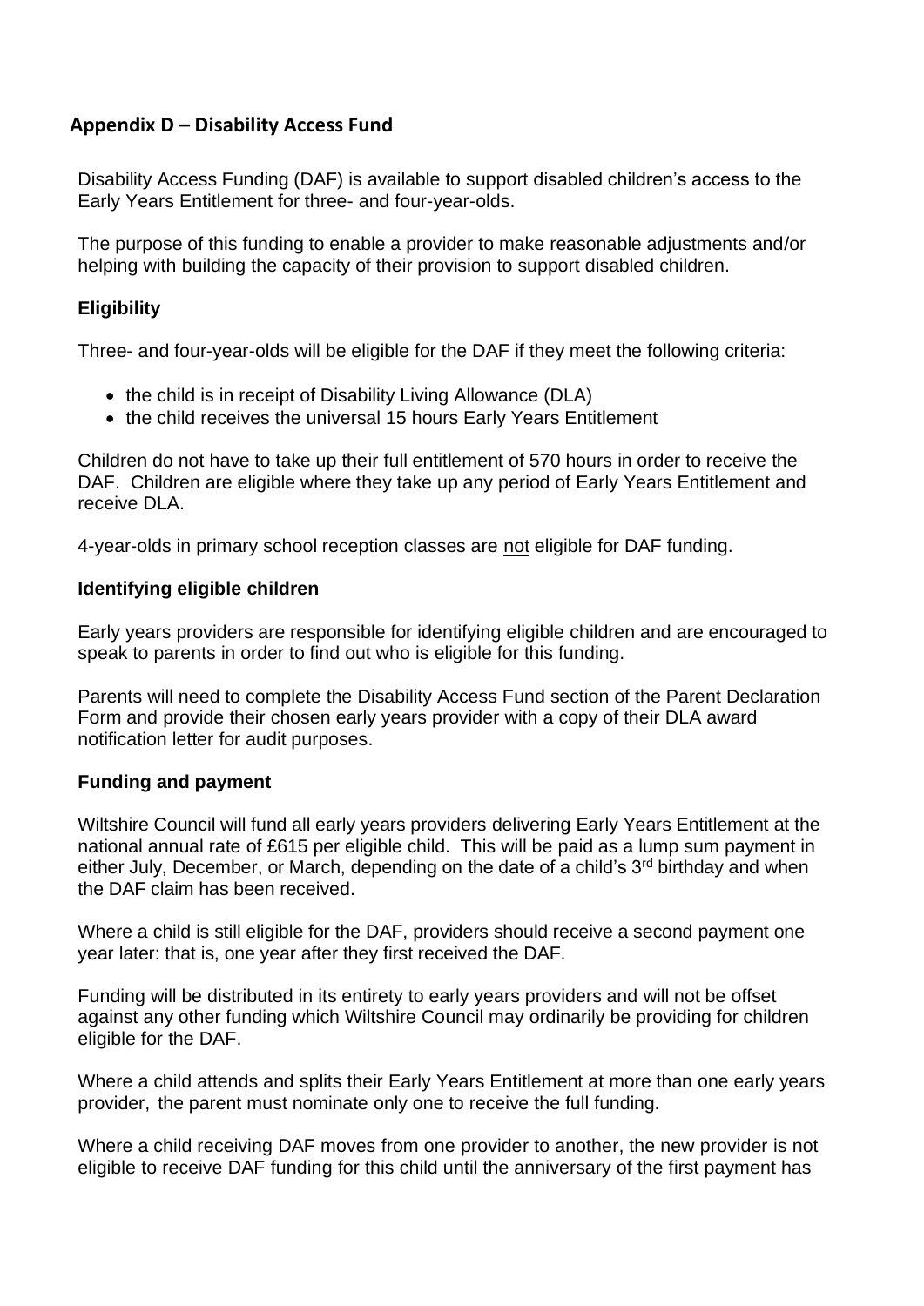## Appendix D – Disability Access Fund

Disability Access Funding (DAF) is available to support disabled children's access to the Early Years Entitlement for three- and four-year-olds.

The purpose of this funding to enable a provider to make reasonable adjustments and/or helping with building the capacity of their provision to support disabled children.

### Eligibility

Three- and four-year-olds will be eligible for the DAF if they meet the following criteria:

- the child is in receipt of Disability Living Allowance (DLA)
- the child receives the universal 15 hours Early Years Entitlement

Children do not have to take up their full entitlement of 570 hours in order to receive the DAF. Children are eligible where they take up any period of Early Years Entitlement and receive DLA.

4-year-olds in primary school reception classes are not eligible for DAF funding.

### Identifying eligible children

Early years providers are responsible for identifying eligible children and are encouraged to speak to parents in order to find out who is eligible for this funding.

Parents will need to complete the Disability Access Fund section of the Parent Declaration Form and provide their chosen early years provider with a copy of their DLA award notification letter for audit purposes.

### Funding and payment

Wiltshire Council will fund all early years providers delivering Early Years Entitlement at the national annual rate of £615 per eligible child. This will be paid as a lump sum payment in either July, December, or March, depending on the date of a child's 3rd birthday and when the DAF claim has been received.

Where a child is still eligible for the DAF, providers should receive a second payment one year later: that is, one year after they first received the DAF.

Funding will be distributed in its entirety to early years providers and will not be offset against any other funding which Wiltshire Council may ordinarily be providing for children eligible for the DAF.

Where a child attends and splits their Early Years Entitlement at more than one early years provider, the parent must nominate only one to receive the full funding.

Where a child receiving DAF moves from one provider to another, the new provider is not eligible to receive DAF funding for this child until the anniversary of the first payment has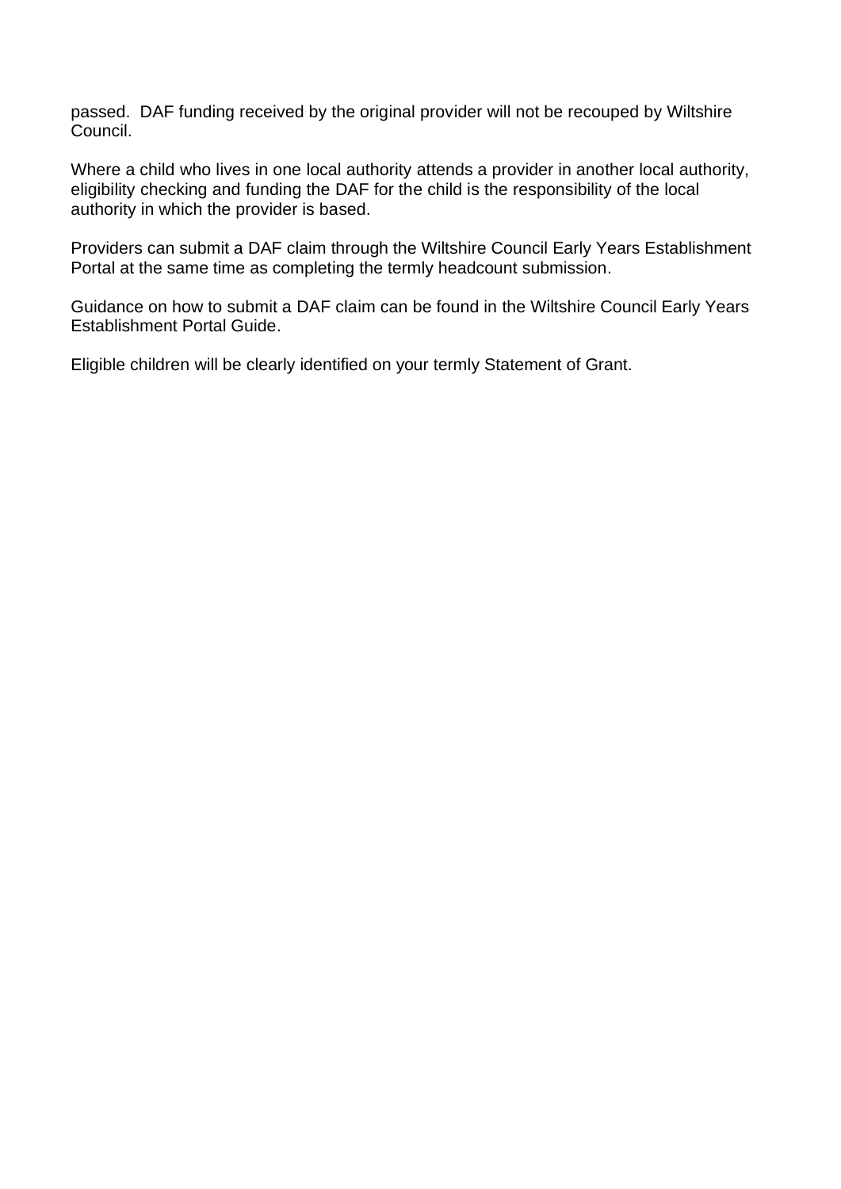passed. DAF funding received by the original provider will not be recouped by Wiltshire Council.

Where a child who lives in one local authority attends a provider in another local authority, eligibility checking and funding the DAF for the child is the responsibility of the local authority in which the provider is based.

Providers can submit a DAF claim through the Wiltshire Council Early Years Establishment Portal at the same time as completing the termly headcount submission.

Guidance on how to submit a DAF claim can be found in the Wiltshire Council Early Years Establishment Portal Guide.

Eligible children will be clearly identified on your termly Statement of Grant.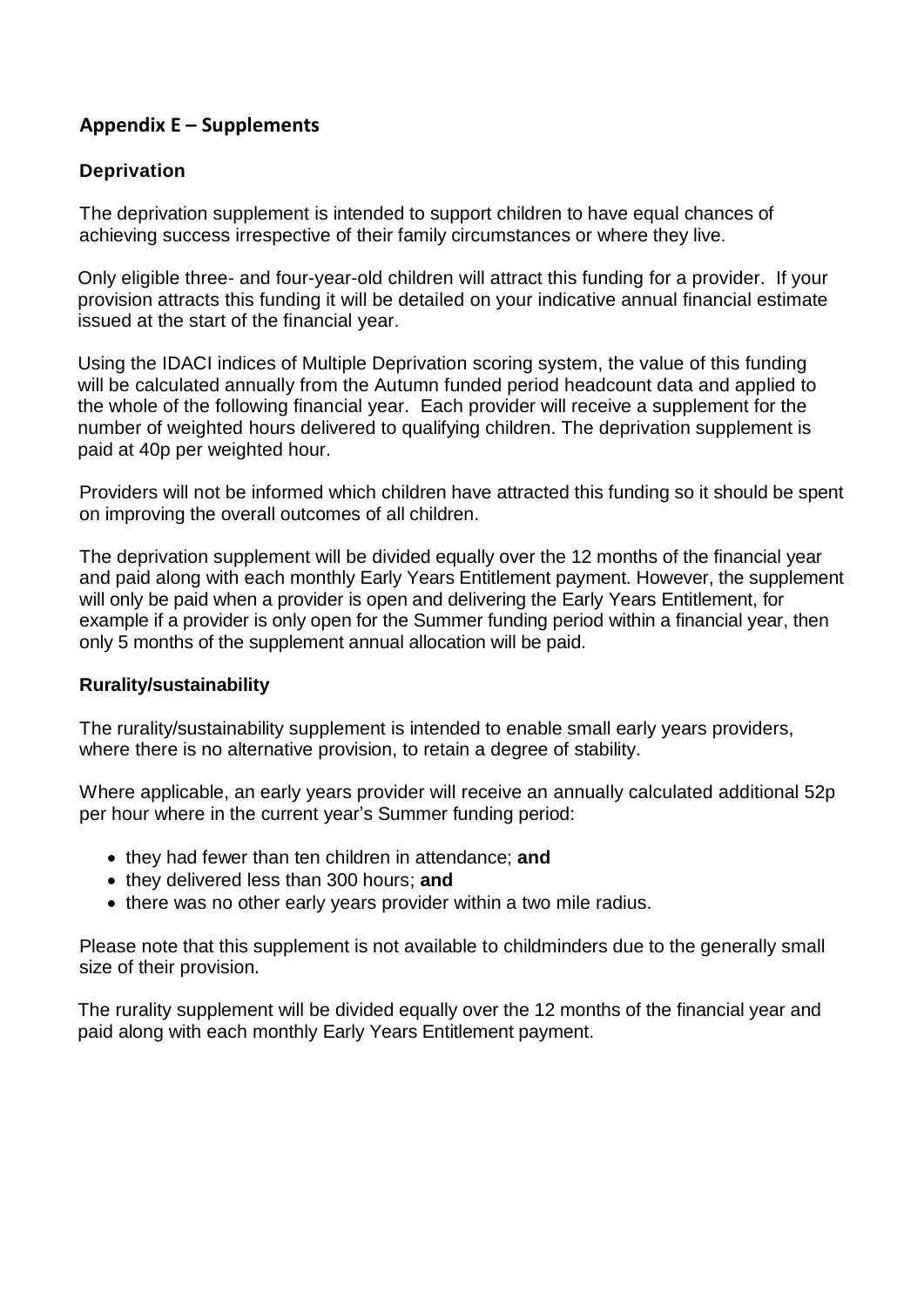## Appendix E – Supplements

### Deprivation

The deprivation supplement is intended to support children to have equal chances of achieving success irrespective of their family circumstances or where they live.

Only eligible three- and four-year-old children will attract this funding for a provider. If your provision attracts this funding it will be detailed on your indicative annual financial estimate issued at the start of the financial year.

Using the IDACI indices of Multiple Deprivation scoring system, the value of this funding will be calculated annually from the Autumn funded period headcount data and applied to the whole of the following financial year. Each provider will receive a supplement for the number of weighted hours delivered to qualifying children. The deprivation supplement is paid at 40p per weighted hour.

Providers will not be informed which children have attracted this funding so it should be spent on improving the overall outcomes of all children.

The deprivation supplement will be divided equally over the 12 months of the financial year and paid along with each monthly Early Years Entitlement payment. However, the supplement will only be paid when a provider is open and delivering the Early Years Entitlement, for example if a provider is only open for the Summer funding period within a financial year, then only 5 months of the supplement annual allocation will be paid.

### Rurality/sustainability

The rurality/sustainability supplement is intended to enable small early years providers, where there is no alternative provision, to retain a degree of stability.

Where applicable, an early years provider will receive an annually calculated additional 52p per hour where in the current year's Summer funding period:

- they had fewer than ten children in attendance; **and**
- they delivered less than 300 hours; **and**
- there was no other early years provider within a two mile radius.

Please note that this supplement is not available to childminders due to the generally small size of their provision.

The rurality supplement will be divided equally over the 12 months of the financial year and paid along with each monthly Early Years Entitlement payment.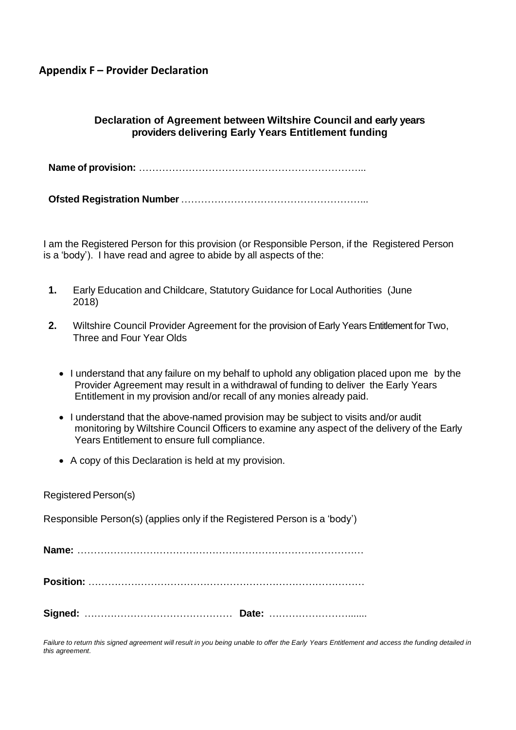## Appendix F – Provider Declaration

**Declaration of Agreement between Wiltshire Council and early years providers delivering Early Years Entitlement funding**

**Name of provision:** …………………………………………………………..

**Ofsted Registration Number** ………………………………………………..

I am the Registered Person for this provision (or Responsible Person, if the Registered Person is a 'body'). I have read and agree to abide by all aspects of the:

1. Early Education and Childcare, Statutory Guidance for Local Authorities (June 2018)
2. Wiltshire Council Provider Agreement for the provision of Early Years Entitlement for Two, Three and Four Year Olds

- I understand that any failure on my behalf to uphold any obligation placed upon me by the Provider Agreement may result in a withdrawal of funding to deliver the Early Years Entitlement in my provision and/or recall of any monies already paid.
- I understand that the above-named provision may be subject to visits and/or audit monitoring by Wiltshire Council Officers to examine any aspect of the delivery of the Early Years Entitlement to ensure full compliance.
- A copy of this Declaration is held at my provision.

Registered Person(s)

Responsible Person(s) (applies only if the Registered Person is a 'body')

**Name:** ……………………………………………………………………………

**Position:** …………………………………………………………………………

**Signed:** ……………………………………… **Date:** ……………………......

*Failure to return this signed agreement will result in you being unable to offer the Early Years Entitlement and access the funding detailed in this agreement.*